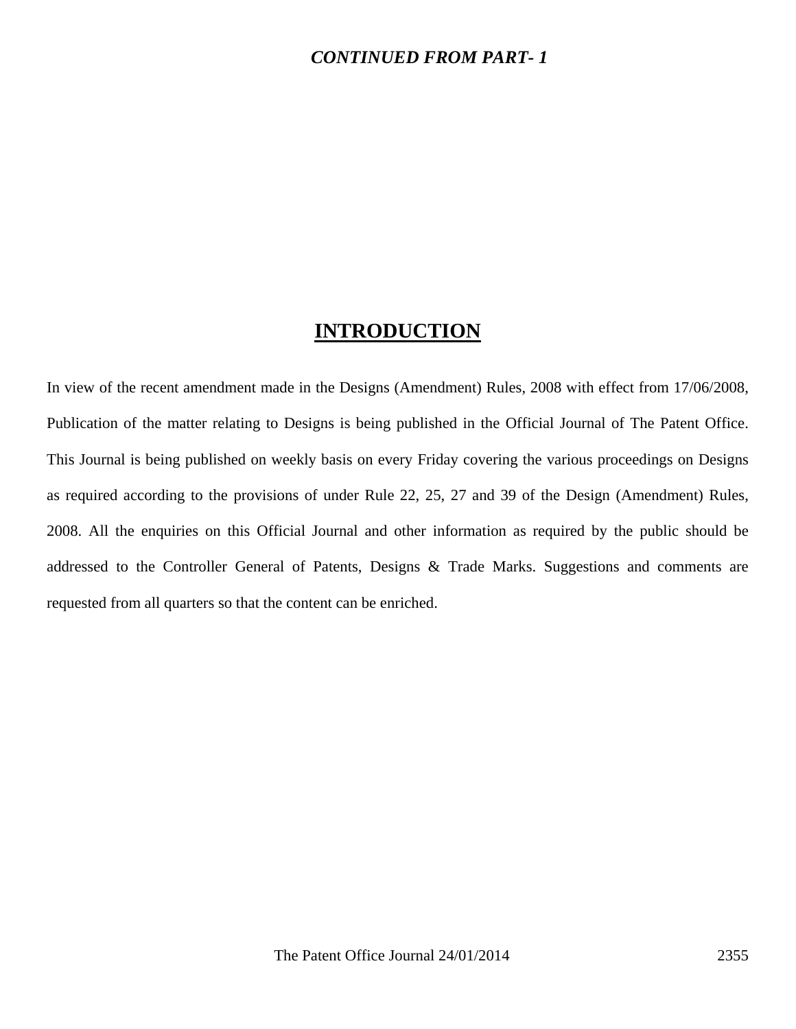***CONTINUED FROM PART- 1***

# INTRODUCTION

In view of the recent amendment made in the Designs (Amendment) Rules, 2008 with effect from 17/06/2008, Publication of the matter relating to Designs is being published in the Official Journal of The Patent Office. This Journal is being published on weekly basis on every Friday covering the various proceedings on Designs as required according to the provisions of under Rule 22, 25, 27 and 39 of the Design (Amendment) Rules, 2008. All the enquiries on this Official Journal and other information as required by the public should be addressed to the Controller General of Patents, Designs & Trade Marks. Suggestions and comments are requested from all quarters so that the content can be enriched.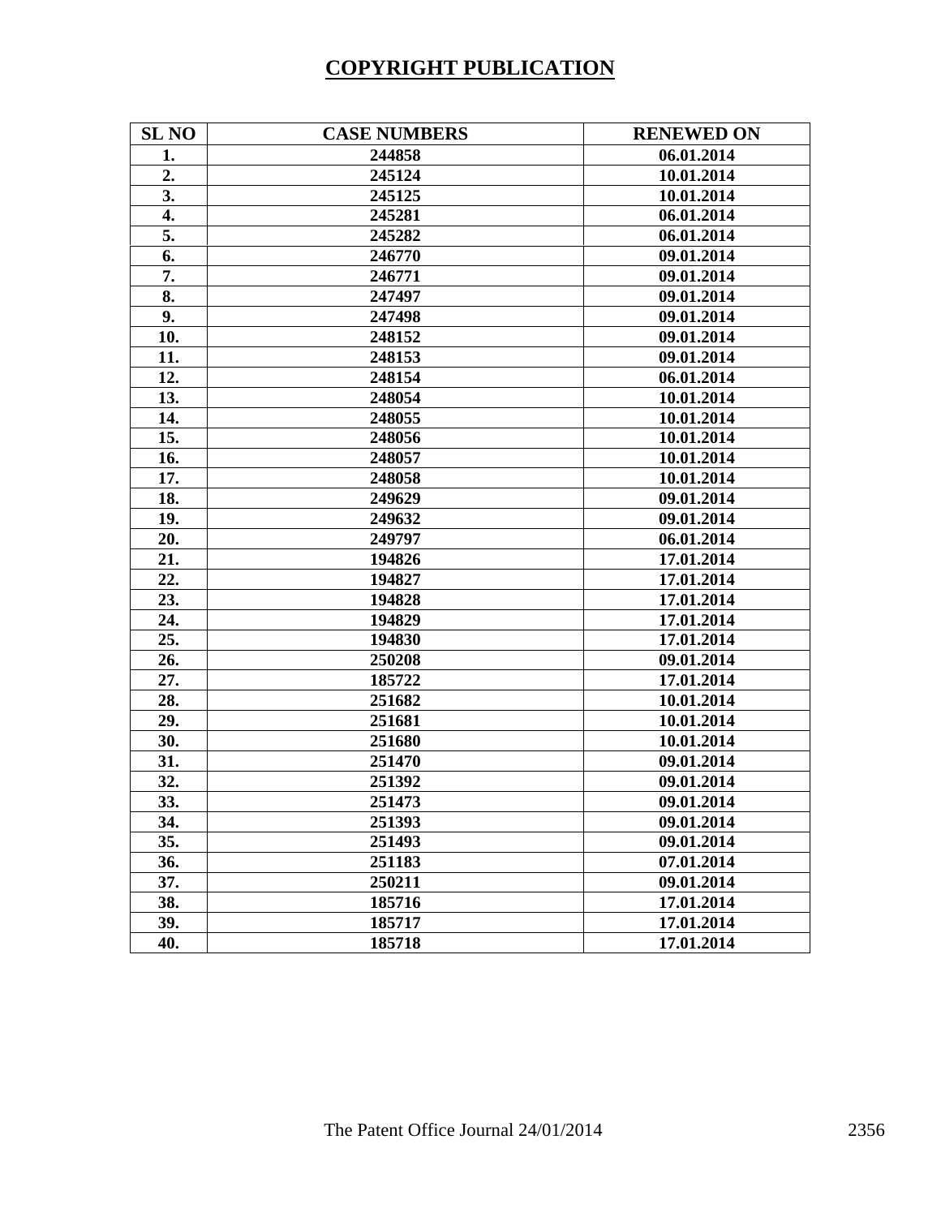# COPYRIGHT PUBLICATION

| SL NO | CASE NUMBERS | RENEWED ON |
|---|---|---|
| 1. | 244858 | 06.01.2014 |
| 2. | 245124 | 10.01.2014 |
| 3. | 245125 | 10.01.2014 |
| 4. | 245281 | 06.01.2014 |
| 5. | 245282 | 06.01.2014 |
| 6. | 246770 | 09.01.2014 |
| 7. | 246771 | 09.01.2014 |
| 8. | 247497 | 09.01.2014 |
| 9. | 247498 | 09.01.2014 |
| 10. | 248152 | 09.01.2014 |
| 11. | 248153 | 09.01.2014 |
| 12. | 248154 | 06.01.2014 |
| 13. | 248054 | 10.01.2014 |
| 14. | 248055 | 10.01.2014 |
| 15. | 248056 | 10.01.2014 |
| 16. | 248057 | 10.01.2014 |
| 17. | 248058 | 10.01.2014 |
| 18. | 249629 | 09.01.2014 |
| 19. | 249632 | 09.01.2014 |
| 20. | 249797 | 06.01.2014 |
| 21. | 194826 | 17.01.2014 |
| 22. | 194827 | 17.01.2014 |
| 23. | 194828 | 17.01.2014 |
| 24. | 194829 | 17.01.2014 |
| 25. | 194830 | 17.01.2014 |
| 26. | 250208 | 09.01.2014 |
| 27. | 185722 | 17.01.2014 |
| 28. | 251682 | 10.01.2014 |
| 29. | 251681 | 10.01.2014 |
| 30. | 251680 | 10.01.2014 |
| 31. | 251470 | 09.01.2014 |
| 32. | 251392 | 09.01.2014 |
| 33. | 251473 | 09.01.2014 |
| 34. | 251393 | 09.01.2014 |
| 35. | 251493 | 09.01.2014 |
| 36. | 251183 | 07.01.2014 |
| 37. | 250211 | 09.01.2014 |
| 38. | 185716 | 17.01.2014 |
| 39. | 185717 | 17.01.2014 |
| 40. | 185718 | 17.01.2014 |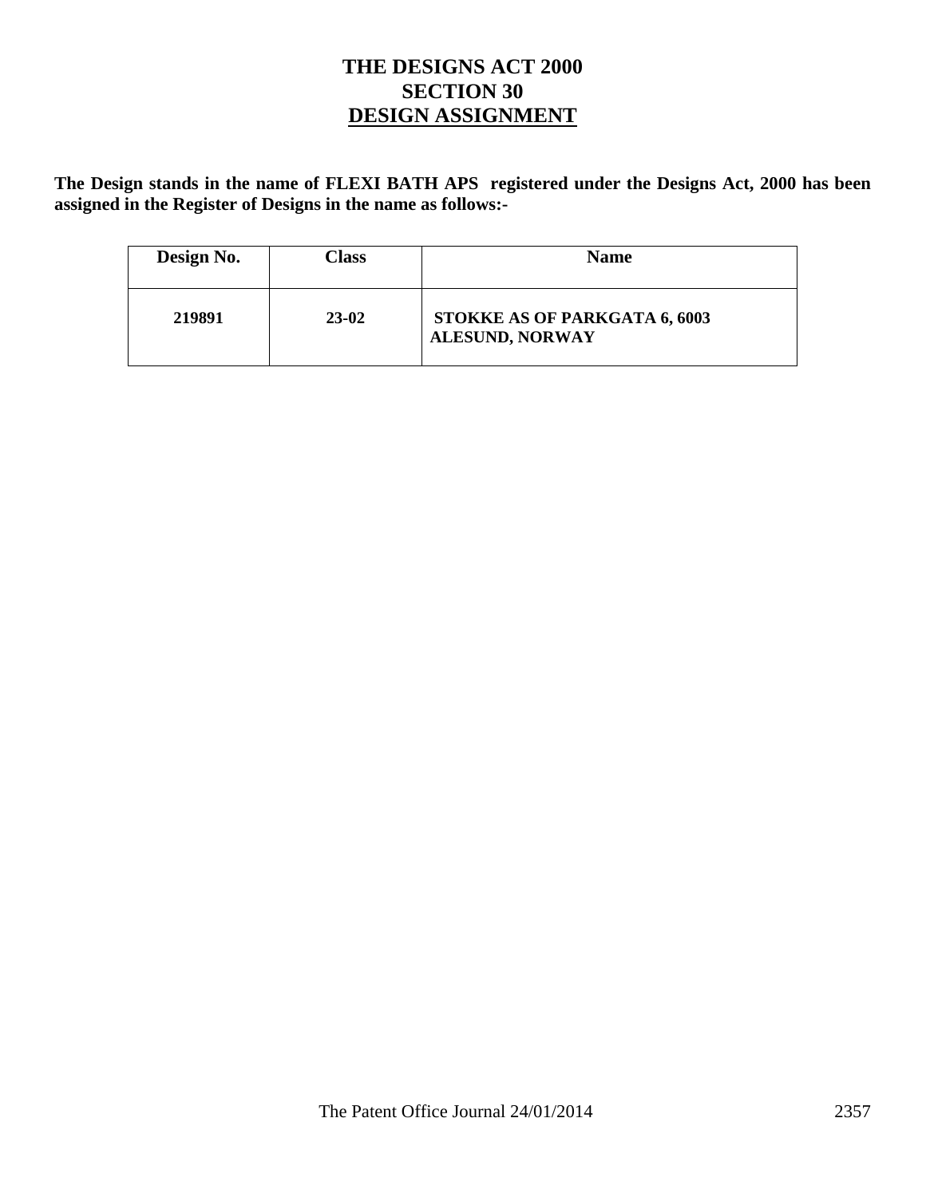# THE DESIGNS ACT 2000
## SECTION 30
## DESIGN ASSIGNMENT

**The Design stands in the name of FLEXI BATH APS registered under the Designs Act, 2000 has been assigned in the Register of Designs in the name as follows:-**

| Design No. | Class | Name |
|---|---|---|
| 219891 | 23-02 | STOKKE AS OF PARKGATA 6, 6003 ALESUND, NORWAY |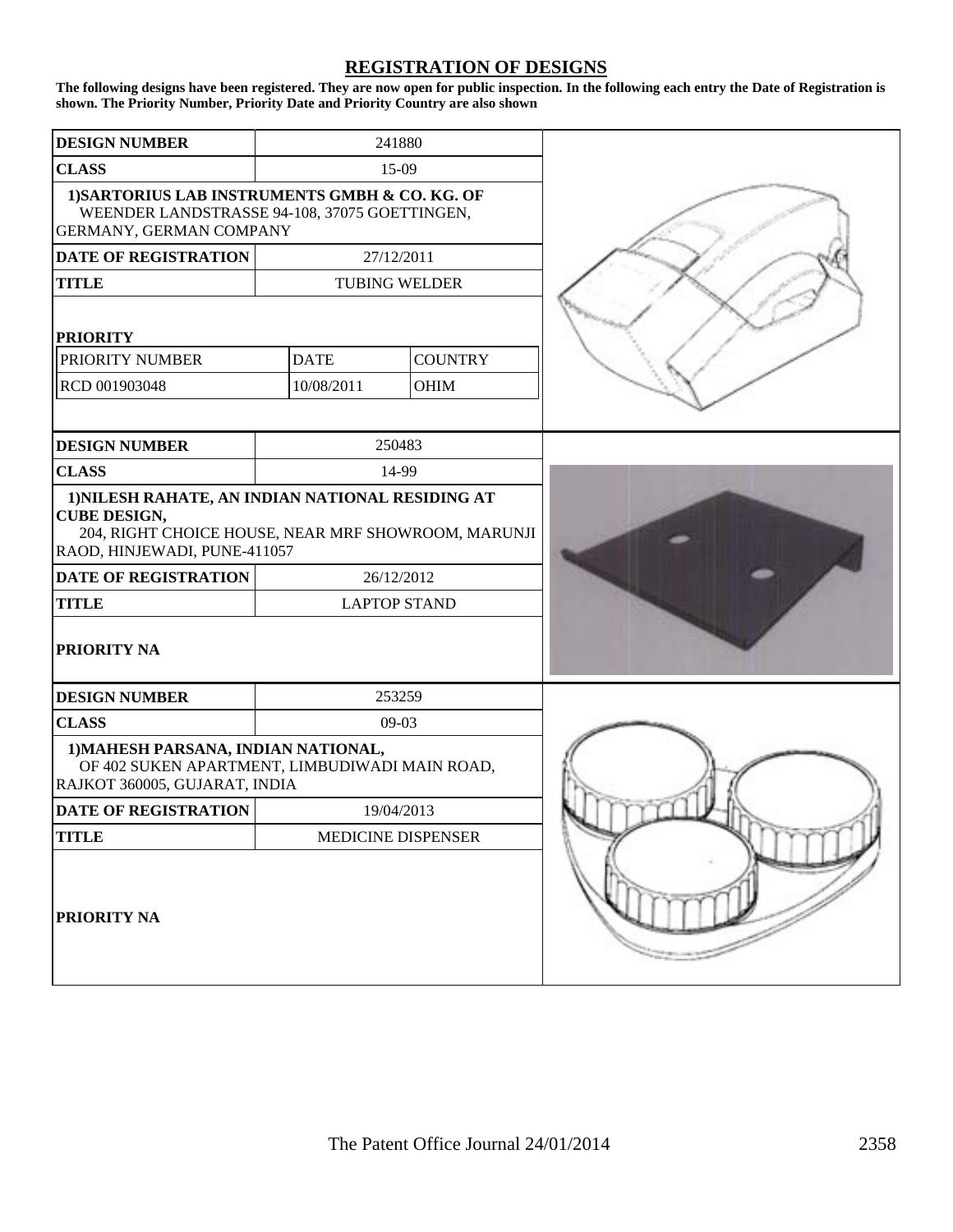## REGISTRATION OF DESIGNS

**The following designs have been registered. They are now open for public inspection. In the following each entry the Date of Registration is shown. The Priority Number, Priority Date and Priority Country are also shown**

| | | |
|---|---|---|
| **DESIGN NUMBER** | 241880 | |
| **CLASS** | 15-09 | |
| **1)SARTORIUS LAB INSTRUMENTS GMBH & CO. KG. OF** WEENDER LANDSTRASSE 94-108, 37075 GOETTINGEN, GERMANY, GERMAN COMPANY | | |
| **DATE OF REGISTRATION** | 27/12/2011 | |
| **TITLE** | TUBING WELDER | |
| **PRIORITY** | | |
| PRIORITY NUMBER | DATE | COUNTRY |
| RCD 001903048 | 10/08/2011 | OHIM |

| | |
|---|---|
| **DESIGN NUMBER** | 250483 |
| **CLASS** | 14-99 |
| **1)NILESH RAHATE, AN INDIAN NATIONAL RESIDING AT CUBE DESIGN,** 204, RIGHT CHOICE HOUSE, NEAR MRF SHOWROOM, MARUNJI RAOD, HINJEWADI, PUNE-411057 | |
| **DATE OF REGISTRATION** | 26/12/2012 |
| **TITLE** | LAPTOP STAND |
| **PRIORITY NA** | |

| | |
|---|---|
| **DESIGN NUMBER** | 253259 |
| **CLASS** | 09-03 |
| **1)MAHESH PARSANA, INDIAN NATIONAL,** OF 402 SUKEN APARTMENT, LIMBUDIWADI MAIN ROAD, RAJKOT 360005, GUJARAT, INDIA | |
| **DATE OF REGISTRATION** | 19/04/2013 |
| **TITLE** | MEDICINE DISPENSER |
| **PRIORITY NA** | |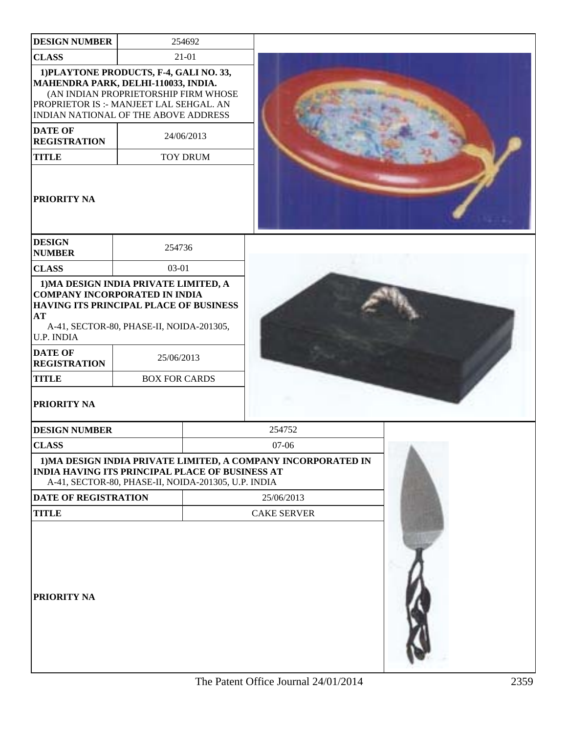| DESIGN NUMBER | 254692 |
| --- | --- |
| CLASS | 21-01 |
| 1)PLAYTONE PRODUCTS, F-4, GALI NO. 33, MAHENDRA PARK, DELHI-110033, INDIA. (AN INDIAN PROPRIETORSHIP FIRM WHOSE PROPRIETOR IS :- MANJEET LAL SEHGAL. AN INDIAN NATIONAL OF THE ABOVE ADDRESS | |
| DATE OF REGISTRATION | 24/06/2013 |
| TITLE | TOY DRUM |
| PRIORITY NA | |

| DESIGN NUMBER | 254736 |
| --- | --- |
| CLASS | 03-01 |
| 1)MA DESIGN INDIA PRIVATE LIMITED, A COMPANY INCORPORATED IN INDIA HAVING ITS PRINCIPAL PLACE OF BUSINESS AT A-41, SECTOR-80, PHASE-II, NOIDA-201305, U.P. INDIA | |
| DATE OF REGISTRATION | 25/06/2013 |
| TITLE | BOX FOR CARDS |
| PRIORITY NA | |

| DESIGN NUMBER | 254752 |
| --- | --- |
| CLASS | 07-06 |
| 1)MA DESIGN INDIA PRIVATE LIMITED, A COMPANY INCORPORATED IN INDIA HAVING ITS PRINCIPAL PLACE OF BUSINESS AT A-41, SECTOR-80, PHASE-II, NOIDA-201305, U.P. INDIA | |
| DATE OF REGISTRATION | 25/06/2013 |
| TITLE | CAKE SERVER |
| PRIORITY NA | |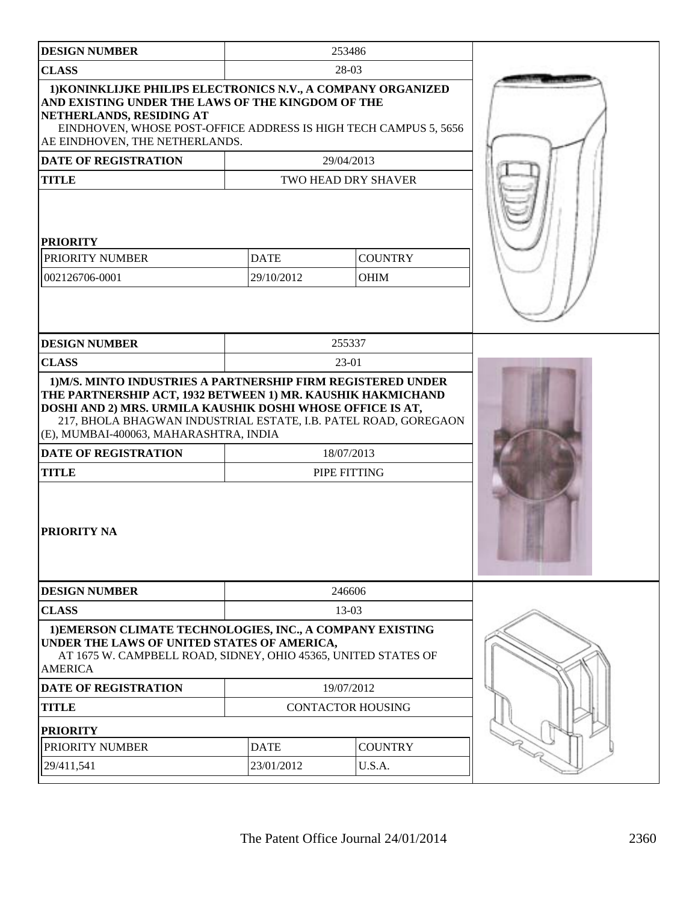| DESIGN NUMBER | 253486 | |
|---|---|---|
| CLASS | 28-03 | |
| 1)KONINKLIJKE PHILIPS ELECTRONICS N.V., A COMPANY ORGANIZED AND EXISTING UNDER THE LAWS OF THE KINGDOM OF THE NETHERLANDS, RESIDING AT EINDHOVEN, WHOSE POST-OFFICE ADDRESS IS HIGH TECH CAMPUS 5, 5656 AE EINDHOVEN, THE NETHERLANDS. | | |
| DATE OF REGISTRATION | 29/04/2013 | |
| TITLE | TWO HEAD DRY SHAVER | |
| **PRIORITY** | | |
| PRIORITY NUMBER | DATE | COUNTRY |
| 002126706-0001 | 29/10/2012 | OHIM |

| DESIGN NUMBER | 255337 |
|---|---|
| CLASS | 23-01 |
| 1)M/S. MINTO INDUSTRIES A PARTNERSHIP FIRM REGISTERED UNDER THE PARTNERSHIP ACT, 1932 BETWEEN 1) MR. KAUSHIK HAKMICHAND DOSHI AND 2) MRS. URMILA KAUSHIK DOSHI WHOSE OFFICE IS AT, 217, BHOLA BHAGWAN INDUSTRIAL ESTATE, I.B. PATEL ROAD, GOREGAON (E), MUMBAI-400063, MAHARASHTRA, INDIA | |
| DATE OF REGISTRATION | 18/07/2013 |
| TITLE | PIPE FITTING |
| **PRIORITY NA** | |

| DESIGN NUMBER | 246606 | |
|---|---|---|
| CLASS | 13-03 | |
| 1)EMERSON CLIMATE TECHNOLOGIES, INC., A COMPANY EXISTING UNDER THE LAWS OF UNITED STATES OF AMERICA, AT 1675 W. CAMPBELL ROAD, SIDNEY, OHIO 45365, UNITED STATES OF AMERICA | | |
| DATE OF REGISTRATION | 19/07/2012 | |
| TITLE | CONTACTOR HOUSING | |
| **PRIORITY** | | |
| PRIORITY NUMBER | DATE | COUNTRY |
| 29/411,541 | 23/01/2012 | U.S.A. |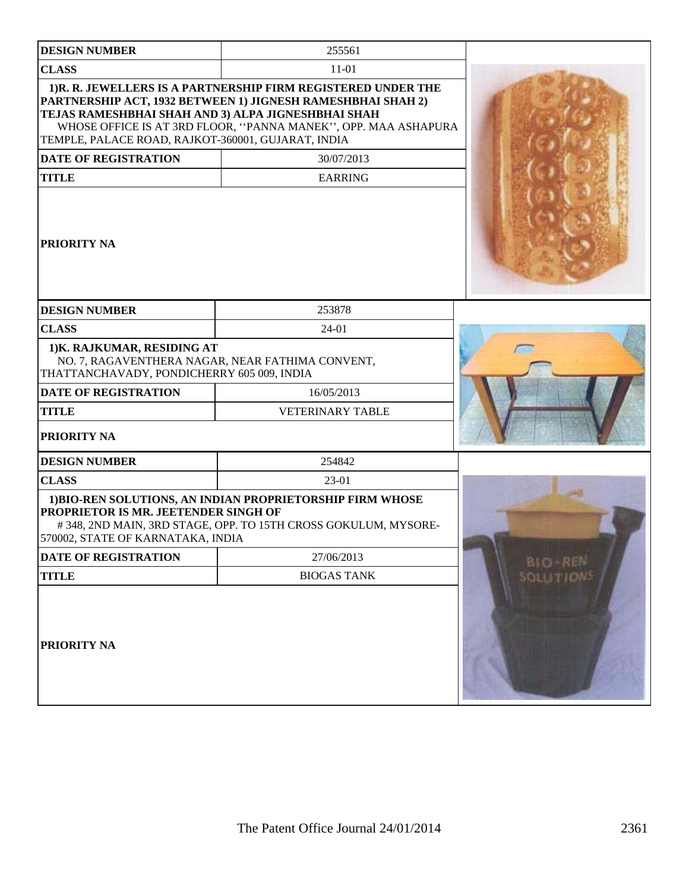| DESIGN NUMBER | 255561 |
|---|---|
| CLASS | 11-01 |
| 1)R. R. JEWELLERS IS A PARTNERSHIP FIRM REGISTERED UNDER THE PARTNERSHIP ACT, 1932 BETWEEN 1) JIGNESH RAMESHBHAI SHAH 2) TEJAS RAMESHBHAI SHAH AND 3) ALPA JIGNESHBHAI SHAH WHOSE OFFICE IS AT 3RD FLOOR, ''PANNA MANEK'', OPP. MAA ASHAPURA TEMPLE, PALACE ROAD, RAJKOT-360001, GUJARAT, INDIA | |
| DATE OF REGISTRATION | 30/07/2013 |
| TITLE | EARRING |
| PRIORITY NA | |

| DESIGN NUMBER | 253878 |
|---|---|
| CLASS | 24-01 |
| 1)K. RAJKUMAR, RESIDING AT NO. 7, RAGAVENTHERA NAGAR, NEAR FATHIMA CONVENT, THATTANCHAVADY, PONDICHERRY 605 009, INDIA | |
| DATE OF REGISTRATION | 16/05/2013 |
| TITLE | VETERINARY TABLE |
| PRIORITY NA | |

| DESIGN NUMBER | 254842 |
|---|---|
| CLASS | 23-01 |
| 1)BIO-REN SOLUTIONS, AN INDIAN PROPRIETORSHIP FIRM WHOSE PROPRIETOR IS MR. JEETENDER SINGH OF # 348, 2ND MAIN, 3RD STAGE, OPP. TO 15TH CROSS GOKULUM, MYSORE-570002, STATE OF KARNATAKA, INDIA | |
| DATE OF REGISTRATION | 27/06/2013 |
| TITLE | BIOGAS TANK |
| PRIORITY NA | |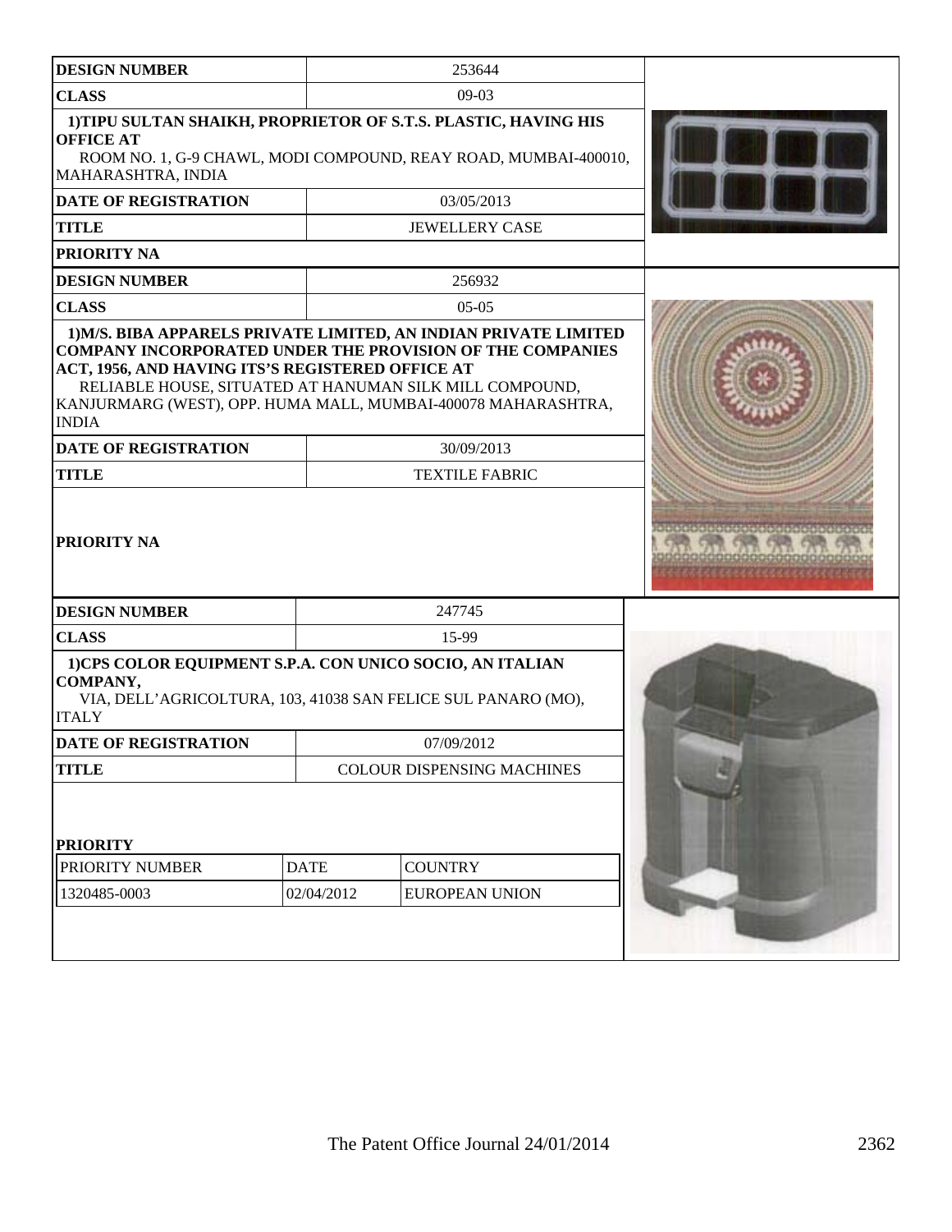| DESIGN NUMBER | 253644 |
|---|---|
| CLASS | 09-03 |
| 1)TIPU SULTAN SHAIKH, PROPRIETOR OF S.T.S. PLASTIC, HAVING HIS OFFICE AT ROOM NO. 1, G-9 CHAWL, MODI COMPOUND, REAY ROAD, MUMBAI-400010, MAHARASHTRA, INDIA | |
| DATE OF REGISTRATION | 03/05/2013 |
| TITLE | JEWELLERY CASE |
| PRIORITY NA | |

| DESIGN NUMBER | 256932 |
|---|---|
| CLASS | 05-05 |
| 1)M/S. BIBA APPARELS PRIVATE LIMITED, AN INDIAN PRIVATE LIMITED COMPANY INCORPORATED UNDER THE PROVISION OF THE COMPANIES ACT, 1956, AND HAVING ITS'S REGISTERED OFFICE AT RELIABLE HOUSE, SITUATED AT HANUMAN SILK MILL COMPOUND, KANJURMARG (WEST), OPP. HUMA MALL, MUMBAI-400078 MAHARASHTRA, INDIA | |
| DATE OF REGISTRATION | 30/09/2013 |
| TITLE | TEXTILE FABRIC |
| PRIORITY NA | |

| DESIGN NUMBER | 247745 |
|---|---|
| CLASS | 15-99 |
| 1)CPS COLOR EQUIPMENT S.P.A. CON UNICO SOCIO, AN ITALIAN COMPANY, VIA, DELL'AGRICOLTURA, 103, 41038 SAN FELICE SUL PANARO (MO), ITALY | |
| DATE OF REGISTRATION | 07/09/2012 |
| TITLE | COLOUR DISPENSING MACHINES |

**PRIORITY**

| PRIORITY NUMBER | DATE | COUNTRY |
|---|---|---|
| 1320485-0003 | 02/04/2012 | EUROPEAN UNION |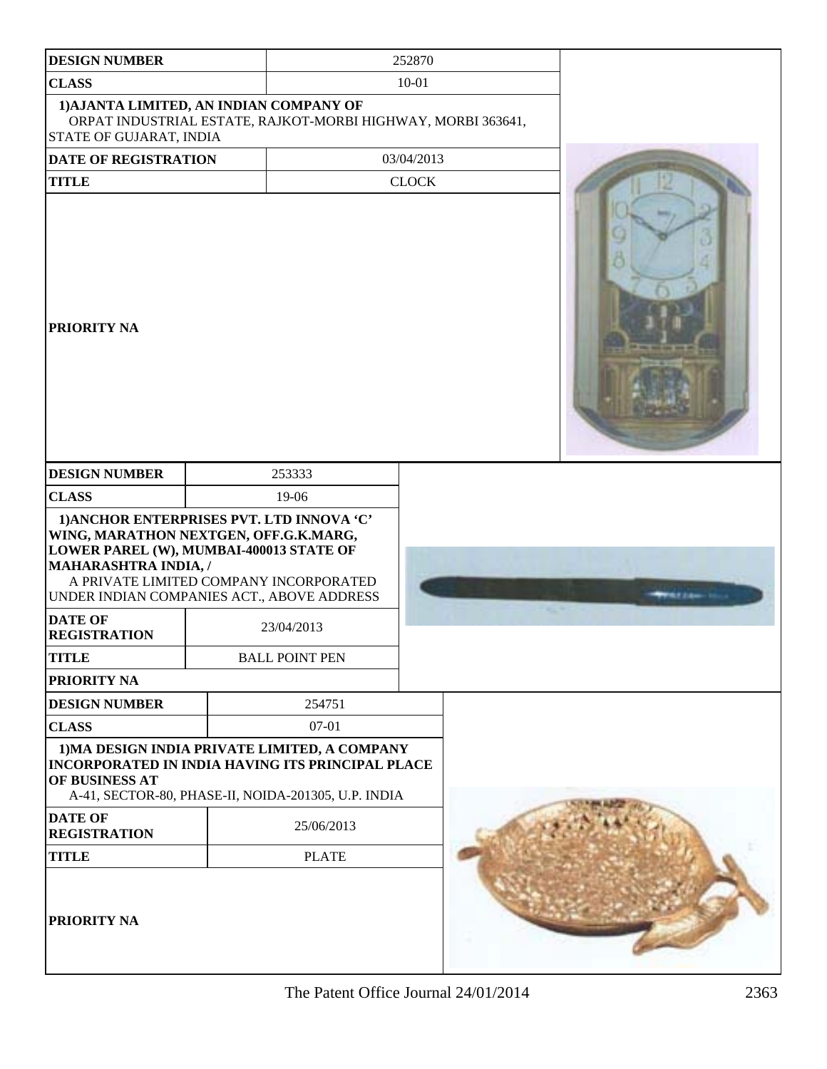| DESIGN NUMBER | 252870 |
| --- | --- |
| CLASS | 10-01 |
| 1)AJANTA LIMITED, AN INDIAN COMPANY OF ORPAT INDUSTRIAL ESTATE, RAJKOT-MORBI HIGHWAY, MORBI 363641, STATE OF GUJARAT, INDIA | |
| DATE OF REGISTRATION | 03/04/2013 |
| TITLE | CLOCK |
| PRIORITY NA | |

| DESIGN NUMBER | 253333 |
| --- | --- |
| CLASS | 19-06 |
| 1)ANCHOR ENTERPRISES PVT. LTD INNOVA 'C' WING, MARATHON NEXTGEN, OFF.G.K.MARG, LOWER PAREL (W), MUMBAI-400013 STATE OF MAHARASHTRA INDIA, / A PRIVATE LIMITED COMPANY INCORPORATED UNDER INDIAN COMPANIES ACT., ABOVE ADDRESS | |
| DATE OF REGISTRATION | 23/04/2013 |
| TITLE | BALL POINT PEN |
| PRIORITY NA | |

| DESIGN NUMBER | 254751 |
| --- | --- |
| CLASS | 07-01 |
| 1)MA DESIGN INDIA PRIVATE LIMITED, A COMPANY INCORPORATED IN INDIA HAVING ITS PRINCIPAL PLACE OF BUSINESS AT A-41, SECTOR-80, PHASE-II, NOIDA-201305, U.P. INDIA | |
| DATE OF REGISTRATION | 25/06/2013 |
| TITLE | PLATE |
| PRIORITY NA | |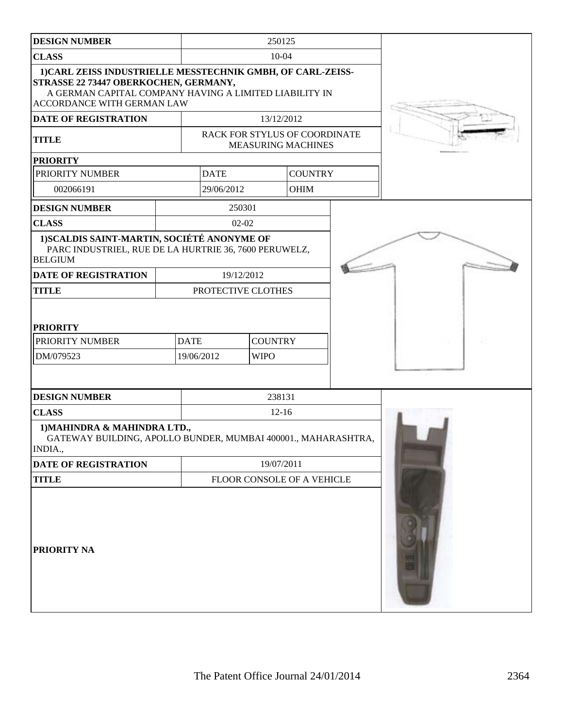| DESIGN NUMBER | 250125 | | |
|---|---|---|---|
| CLASS | 10-04 | | |
| **1)CARL ZEISS INDUSTRIELLE MESSTECHNIK GMBH, OF CARL-ZEISS-STRASSE 22 73447 OBERKOCHEN, GERMANY,** A GERMAN CAPITAL COMPANY HAVING A LIMITED LIABILITY IN ACCORDANCE WITH GERMAN LAW | | | |
| DATE OF REGISTRATION | 13/12/2012 | | |
| TITLE | RACK FOR STYLUS OF COORDINATE MEASURING MACHINES | | |
| PRIORITY | | | |
| PRIORITY NUMBER | DATE | COUNTRY | |
| 002066191 | 29/06/2012 | OHIM | |

| DESIGN NUMBER | 250301 | | |
|---|---|---|---|
| CLASS | 02-02 | | |
| **1)SCALDIS SAINT-MARTIN, SOCIÉTÉ ANONYME OF** PARC INDUSTRIEL, RUE DE LA HURTRIE 36, 7600 PERUWELZ, BELGIUM | | | |
| DATE OF REGISTRATION | 19/12/2012 | | |
| TITLE | PROTECTIVE CLOTHES | | |
| PRIORITY | | | |
| PRIORITY NUMBER | DATE | COUNTRY | |
| DM/079523 | 19/06/2012 | WIPO | |

| DESIGN NUMBER | 238131 |
|---|---|
| CLASS | 12-16 |
| **1)MAHINDRA & MAHINDRA LTD.,** GATEWAY BUILDING, APOLLO BUNDER, MUMBAI 400001., MAHARASHTRA, INDIA., | |
| DATE OF REGISTRATION | 19/07/2011 |
| TITLE | FLOOR CONSOLE OF A VEHICLE |
| PRIORITY NA | |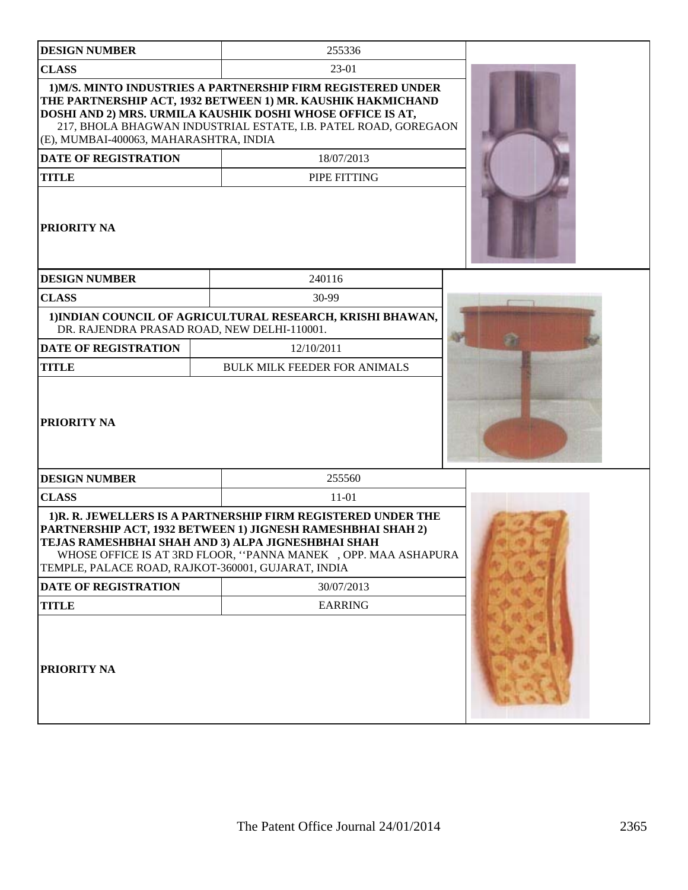| DESIGN NUMBER | 255336 |
| --- | --- |
| CLASS | 23-01 |
| 1)M/S. MINTO INDUSTRIES A PARTNERSHIP FIRM REGISTERED UNDER THE PARTNERSHIP ACT, 1932 BETWEEN 1) MR. KAUSHIK HAKMICHAND DOSHI AND 2) MRS. URMILA KAUSHIK DOSHI WHOSE OFFICE IS AT, 217, BHOLA BHAGWAN INDUSTRIAL ESTATE, I.B. PATEL ROAD, GOREGAON (E), MUMBAI-400063, MAHARASHTRA, INDIA | |
| DATE OF REGISTRATION | 18/07/2013 |
| TITLE | PIPE FITTING |
| PRIORITY NA | |

| DESIGN NUMBER | 240116 |
| --- | --- |
| CLASS | 30-99 |
| 1)INDIAN COUNCIL OF AGRICULTURAL RESEARCH, KRISHI BHAWAN, DR. RAJENDRA PRASAD ROAD, NEW DELHI-110001. | |
| DATE OF REGISTRATION | 12/10/2011 |
| TITLE | BULK MILK FEEDER FOR ANIMALS |
| PRIORITY NA | |

| DESIGN NUMBER | 255560 |
| --- | --- |
| CLASS | 11-01 |
| 1)R. R. JEWELLERS IS A PARTNERSHIP FIRM REGISTERED UNDER THE PARTNERSHIP ACT, 1932 BETWEEN 1) JIGNESH RAMESHBHAI SHAH 2) TEJAS RAMESHBHAI SHAH AND 3) ALPA JIGNESHBHAI SHAH WHOSE OFFICE IS AT 3RD FLOOR, ''PANNA MANEK , OPP. MAA ASHAPURA TEMPLE, PALACE ROAD, RAJKOT-360001, GUJARAT, INDIA | |
| DATE OF REGISTRATION | 30/07/2013 |
| TITLE | EARRING |
| PRIORITY NA | |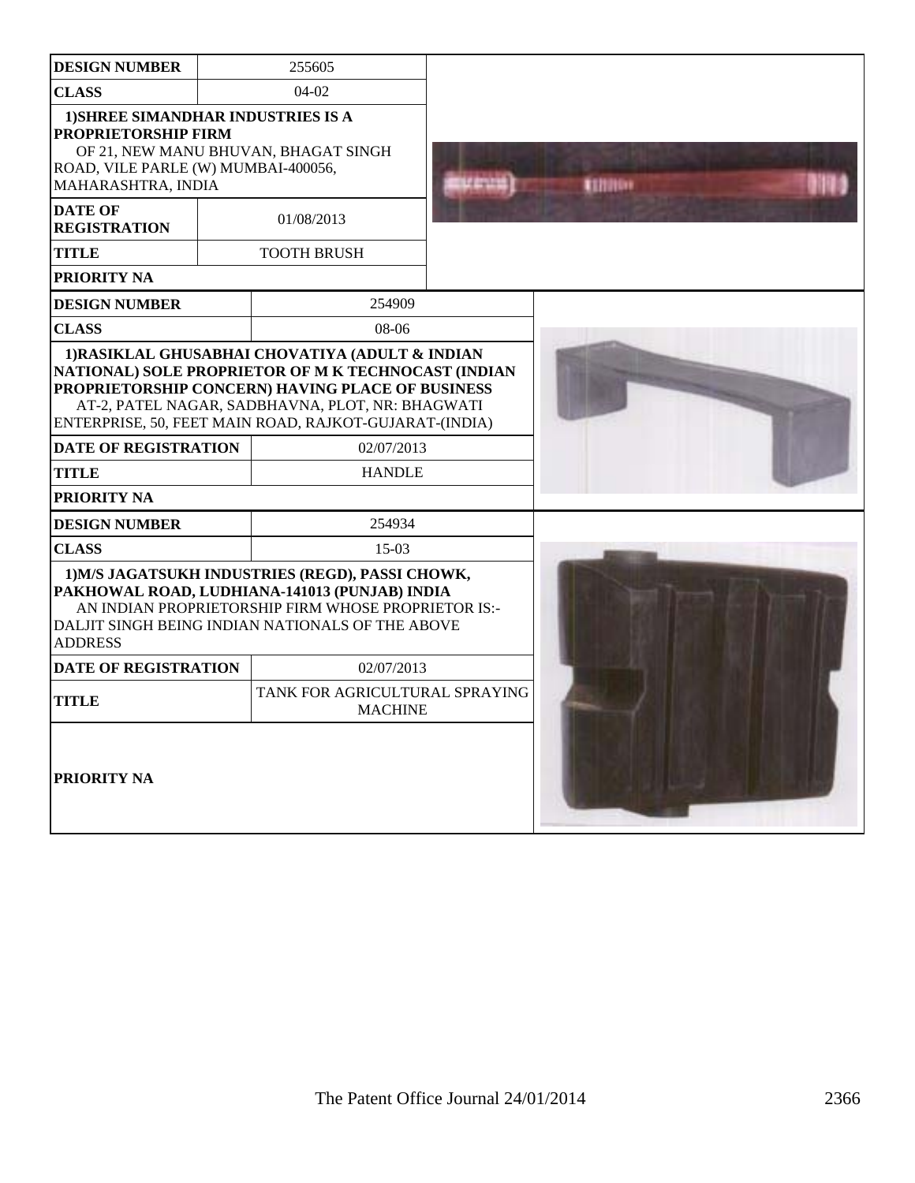| DESIGN NUMBER | 255605 |
|---|---|
| CLASS | 04-02 |
| 1)SHREE SIMANDHAR INDUSTRIES IS A PROPRIETORSHIP FIRM OF 21, NEW MANU BHUVAN, BHAGAT SINGH ROAD, VILE PARLE (W) MUMBAI-400056, MAHARASHTRA, INDIA | |
| DATE OF REGISTRATION | 01/08/2013 |
| TITLE | TOOTH BRUSH |
| PRIORITY NA | |

| DESIGN NUMBER | 254909 |
|---|---|
| CLASS | 08-06 |
| 1)RASIKLAL GHUSABHAI CHOVATIYA (ADULT & INDIAN NATIONAL) SOLE PROPRIETOR OF M K TECHNOCAST (INDIAN PROPRIETORSHIP CONCERN) HAVING PLACE OF BUSINESS AT-2, PATEL NAGAR, SADBHAVNA, PLOT, NR: BHAGWATI ENTERPRISE, 50, FEET MAIN ROAD, RAJKOT-GUJARAT-(INDIA) | |
| DATE OF REGISTRATION | 02/07/2013 |
| TITLE | HANDLE |
| PRIORITY NA | |

| DESIGN NUMBER | 254934 |
|---|---|
| CLASS | 15-03 |
| 1)M/S JAGATSUKH INDUSTRIES (REGD), PASSI CHOWK, PAKHOWAL ROAD, LUDHIANA-141013 (PUNJAB) INDIA AN INDIAN PROPRIETORSHIP FIRM WHOSE PROPRIETOR IS:- DALJIT SINGH BEING INDIAN NATIONALS OF THE ABOVE ADDRESS | |
| DATE OF REGISTRATION | 02/07/2013 |
| TITLE | TANK FOR AGRICULTURAL SPRAYING MACHINE |
| PRIORITY NA | |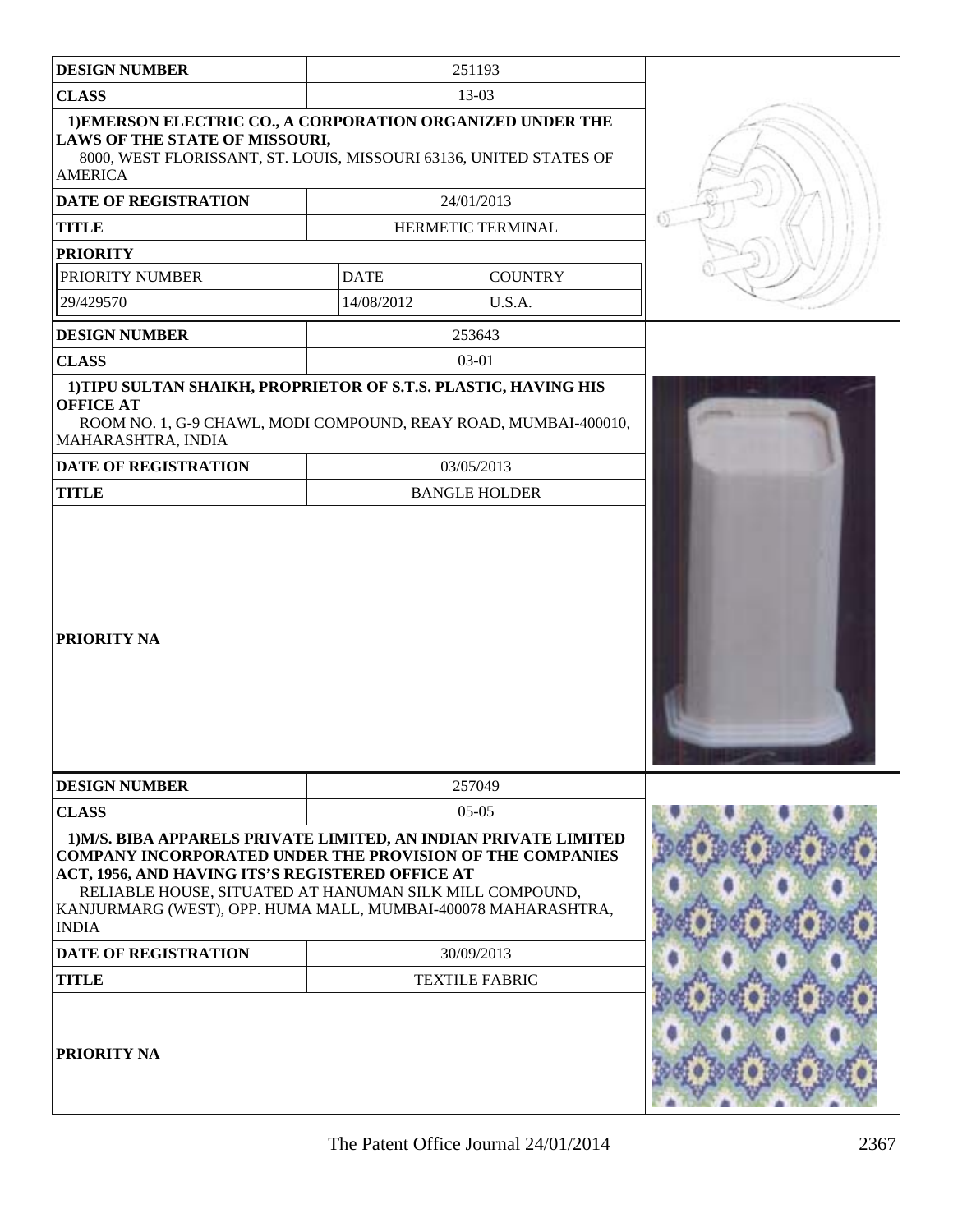| DESIGN NUMBER | 251193 | |
|---|---|---|
| CLASS | 13-03 | |
| 1)EMERSON ELECTRIC CO., A CORPORATION ORGANIZED UNDER THE LAWS OF THE STATE OF MISSOURI, 8000, WEST FLORISSANT, ST. LOUIS, MISSOURI 63136, UNITED STATES OF AMERICA | | |
| DATE OF REGISTRATION | 24/01/2013 | |
| TITLE | HERMETIC TERMINAL | |
| PRIORITY | | |
| PRIORITY NUMBER | DATE | COUNTRY |
| 29/429570 | 14/08/2012 | U.S.A. |

| DESIGN NUMBER | 253643 |
|---|---|
| CLASS | 03-01 |
| 1)TIPU SULTAN SHAIKH, PROPRIETOR OF S.T.S. PLASTIC, HAVING HIS OFFICE AT ROOM NO. 1, G-9 CHAWL, MODI COMPOUND, REAY ROAD, MUMBAI-400010, MAHARASHTRA, INDIA | |
| DATE OF REGISTRATION | 03/05/2013 |
| TITLE | BANGLE HOLDER |
| PRIORITY NA | |

| DESIGN NUMBER | 257049 |
|---|---|
| CLASS | 05-05 |
| 1)M/S. BIBA APPARELS PRIVATE LIMITED, AN INDIAN PRIVATE LIMITED COMPANY INCORPORATED UNDER THE PROVISION OF THE COMPANIES ACT, 1956, AND HAVING ITS'S REGISTERED OFFICE AT RELIABLE HOUSE, SITUATED AT HANUMAN SILK MILL COMPOUND, KANJURMARG (WEST), OPP. HUMA MALL, MUMBAI-400078 MAHARASHTRA, INDIA | |
| DATE OF REGISTRATION | 30/09/2013 |
| TITLE | TEXTILE FABRIC |
| PRIORITY NA | |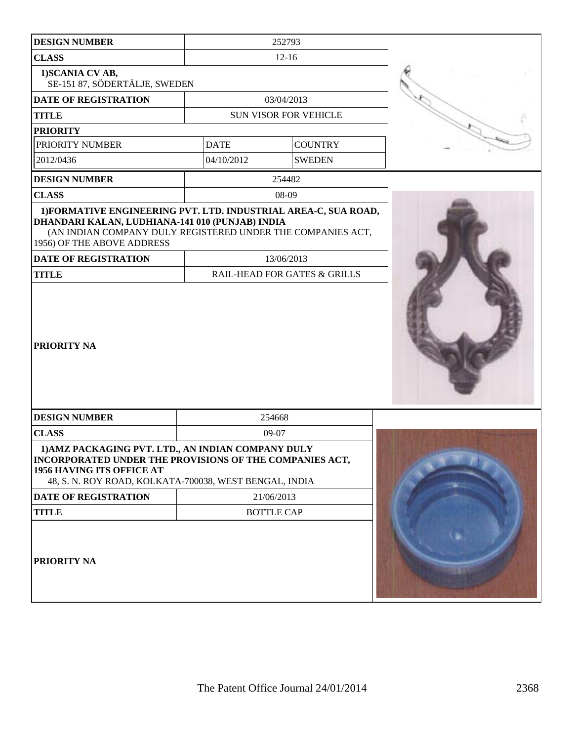| DESIGN NUMBER | 252793 | |
|---|---|---|
| CLASS | 12-16 | |
| 1)SCANIA CV AB, SE-151 87, SÖDERTÄLJE, SWEDEN | | |
| DATE OF REGISTRATION | 03/04/2013 | |
| TITLE | SUN VISOR FOR VEHICLE | |
| PRIORITY | | |
| PRIORITY NUMBER | DATE | COUNTRY |
| 2012/0436 | 04/10/2012 | SWEDEN |

| DESIGN NUMBER | 254482 |
|---|---|
| CLASS | 08-09 |
| 1)FORMATIVE ENGINEERING PVT. LTD. INDUSTRIAL AREA-C, SUA ROAD, DHANDARI KALAN, LUDHIANA-141 010 (PUNJAB) INDIA (AN INDIAN COMPANY DULY REGISTERED UNDER THE COMPANIES ACT, 1956) OF THE ABOVE ADDRESS | |
| DATE OF REGISTRATION | 13/06/2013 |
| TITLE | RAIL-HEAD FOR GATES & GRILLS |
| PRIORITY NA | |

| DESIGN NUMBER | 254668 |
|---|---|
| CLASS | 09-07 |
| 1)AMZ PACKAGING PVT. LTD., AN INDIAN COMPANY DULY INCORPORATED UNDER THE PROVISIONS OF THE COMPANIES ACT, 1956 HAVING ITS OFFICE AT 48, S. N. ROY ROAD, KOLKATA-700038, WEST BENGAL, INDIA | |
| DATE OF REGISTRATION | 21/06/2013 |
| TITLE | BOTTLE CAP |
| PRIORITY NA | |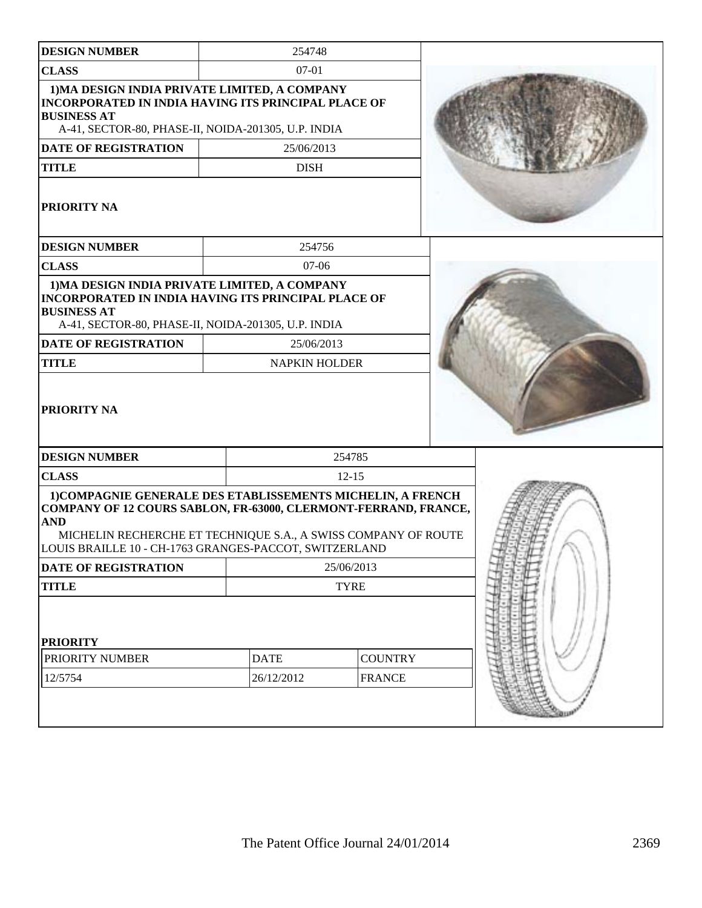| DESIGN NUMBER | 254748 |
|---|---|
| CLASS | 07-01 |
| 1)MA DESIGN INDIA PRIVATE LIMITED, A COMPANY INCORPORATED IN INDIA HAVING ITS PRINCIPAL PLACE OF BUSINESS AT A-41, SECTOR-80, PHASE-II, NOIDA-201305, U.P. INDIA | |
| DATE OF REGISTRATION | 25/06/2013 |
| TITLE | DISH |
| PRIORITY NA | |

| DESIGN NUMBER | 254756 |
|---|---|
| CLASS | 07-06 |
| 1)MA DESIGN INDIA PRIVATE LIMITED, A COMPANY INCORPORATED IN INDIA HAVING ITS PRINCIPAL PLACE OF BUSINESS AT A-41, SECTOR-80, PHASE-II, NOIDA-201305, U.P. INDIA | |
| DATE OF REGISTRATION | 25/06/2013 |
| TITLE | NAPKIN HOLDER |
| PRIORITY NA | |

| DESIGN NUMBER | 254785 |
|---|---|
| CLASS | 12-15 |
| 1)COMPAGNIE GENERALE DES ETABLISSEMENTS MICHELIN, A FRENCH COMPANY OF 12 COURS SABLON, FR-63000, CLERMONT-FERRAND, FRANCE, AND MICHELIN RECHERCHE ET TECHNIQUE S.A., A SWISS COMPANY OF ROUTE LOUIS BRAILLE 10 - CH-1763 GRANGES-PACCOT, SWITZERLAND | |
| DATE OF REGISTRATION | 25/06/2013 |
| TITLE | TYRE |

**PRIORITY**

| PRIORITY NUMBER | DATE | COUNTRY |
|---|---|---|
| 12/5754 | 26/12/2012 | FRANCE |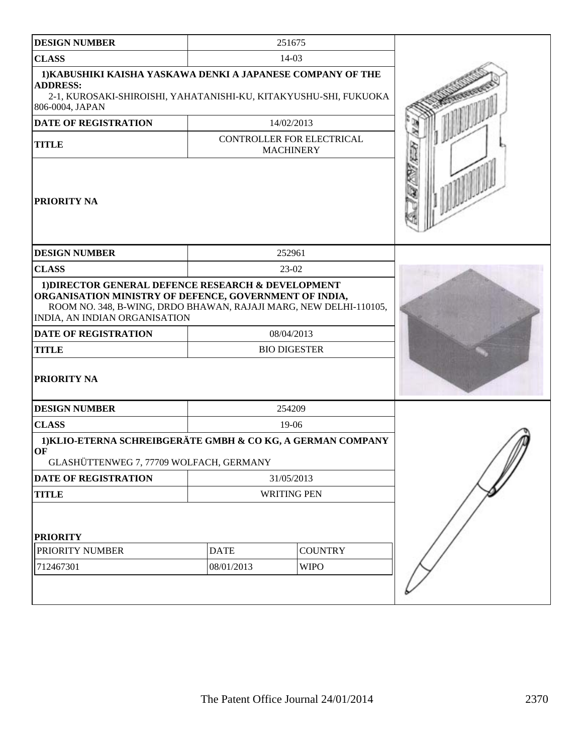| DESIGN NUMBER | 251675 |
|---|---|
| CLASS | 14-03 |
| 1)KABUSHIKI KAISHA YASKAWA DENKI A JAPANESE COMPANY OF THE ADDRESS: 2-1, KUROSAKI-SHIROISHI, YAHATANISHI-KU, KITAKYUSHU-SHI, FUKUOKA 806-0004, JAPAN | |
| DATE OF REGISTRATION | 14/02/2013 |
| TITLE | CONTROLLER FOR ELECTRICAL MACHINERY |
| PRIORITY NA | |

| DESIGN NUMBER | 252961 |
|---|---|
| CLASS | 23-02 |
| 1)DIRECTOR GENERAL DEFENCE RESEARCH & DEVELOPMENT ORGANISATION MINISTRY OF DEFENCE, GOVERNMENT OF INDIA, ROOM NO. 348, B-WING, DRDO BHAWAN, RAJAJI MARG, NEW DELHI-110105, INDIA, AN INDIAN ORGANISATION | |
| DATE OF REGISTRATION | 08/04/2013 |
| TITLE | BIO DIGESTER |
| PRIORITY NA | |

| DESIGN NUMBER | 254209 |
|---|---|
| CLASS | 19-06 |
| 1)KLIO-ETERNA SCHREIBGERÄTE GMBH & CO KG, A GERMAN COMPANY OF GLASHÜTTENWEG 7, 77709 WOLFACH, GERMANY | |
| DATE OF REGISTRATION | 31/05/2013 |
| TITLE | WRITING PEN |

**PRIORITY**

| PRIORITY NUMBER | DATE | COUNTRY |
|---|---|---|
| 712467301 | 08/01/2013 | WIPO |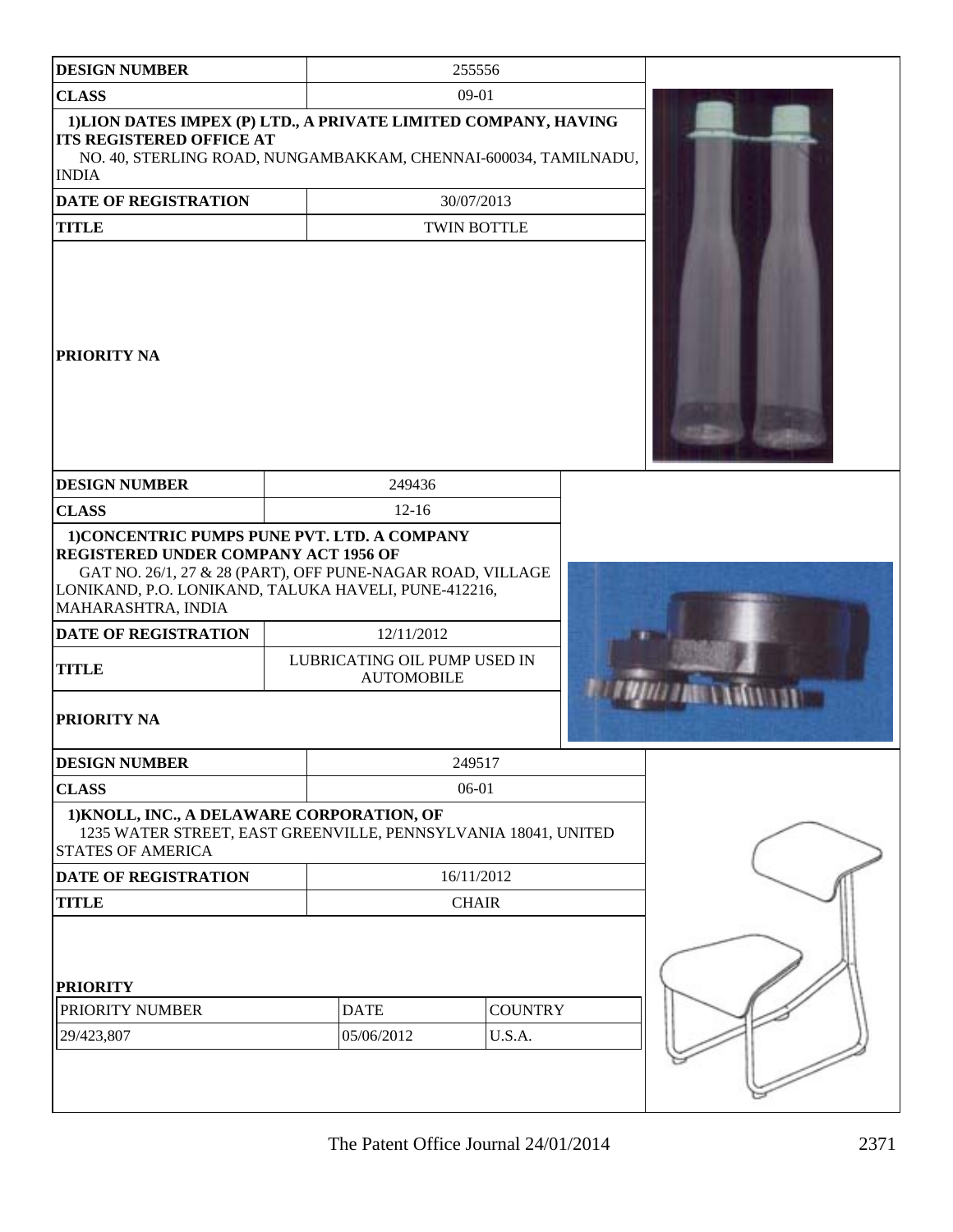| DESIGN NUMBER | 255556 |
|---|---|
| CLASS | 09-01 |
| 1)LION DATES IMPEX (P) LTD., A PRIVATE LIMITED COMPANY, HAVING ITS REGISTERED OFFICE AT NO. 40, STERLING ROAD, NUNGAMBAKKAM, CHENNAI-600034, TAMILNADU, INDIA | |
| DATE OF REGISTRATION | 30/07/2013 |
| TITLE | TWIN BOTTLE |
| PRIORITY NA | |

| DESIGN NUMBER | 249436 |
|---|---|
| CLASS | 12-16 |
| 1)CONCENTRIC PUMPS PUNE PVT. LTD. A COMPANY REGISTERED UNDER COMPANY ACT 1956 OF GAT NO. 26/1, 27 & 28 (PART), OFF PUNE-NAGAR ROAD, VILLAGE LONIKAND, P.O. LONIKAND, TALUKA HAVELI, PUNE-412216, MAHARASHTRA, INDIA | |
| DATE OF REGISTRATION | 12/11/2012 |
| TITLE | LUBRICATING OIL PUMP USED IN AUTOMOBILE |
| PRIORITY NA | |

| DESIGN NUMBER | 249517 |
|---|---|
| CLASS | 06-01 |
| 1)KNOLL, INC., A DELAWARE CORPORATION, OF 1235 WATER STREET, EAST GREENVILLE, PENNSYLVANIA 18041, UNITED STATES OF AMERICA | |
| DATE OF REGISTRATION | 16/11/2012 |
| TITLE | CHAIR |

**PRIORITY**

| PRIORITY NUMBER | DATE | COUNTRY |
|---|---|---|
| 29/423,807 | 05/06/2012 | U.S.A. |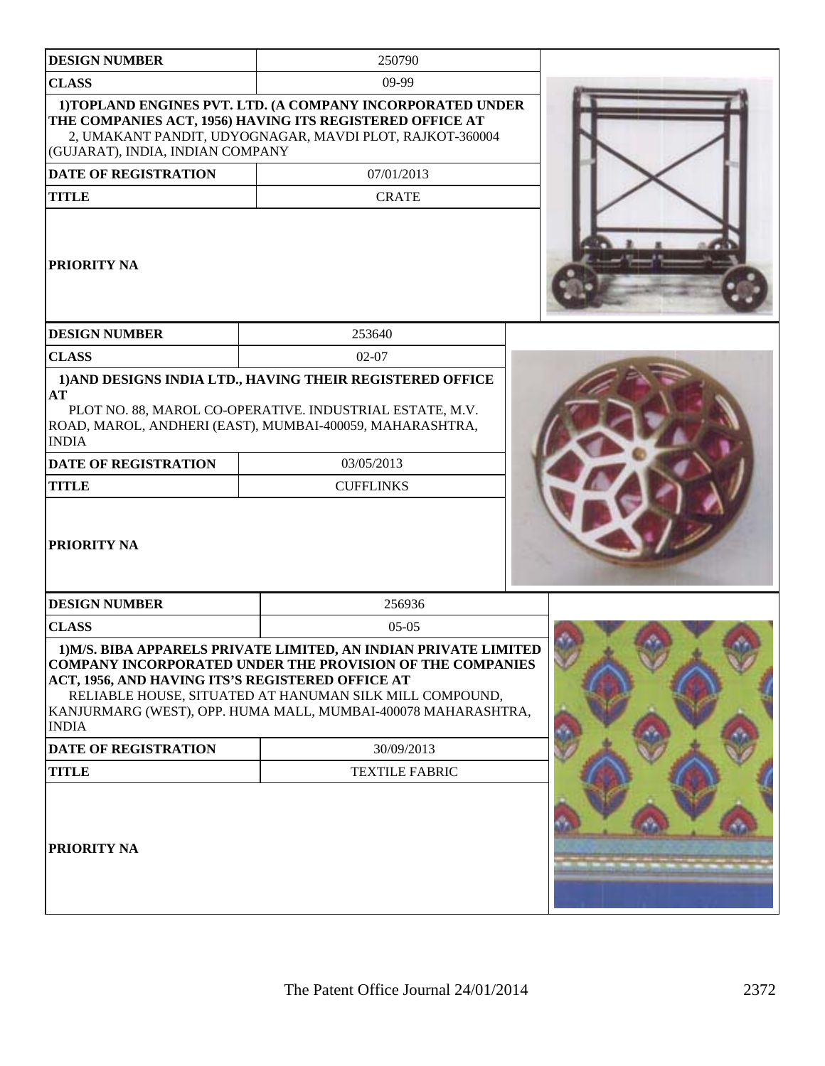| DESIGN NUMBER | 250790 |
|---|---|
| CLASS | 09-99 |
| 1)TOPLAND ENGINES PVT. LTD. (A COMPANY INCORPORATED UNDER THE COMPANIES ACT, 1956) HAVING ITS REGISTERED OFFICE AT 2, UMAKANT PANDIT, UDYOGNAGAR, MAVDI PLOT, RAJKOT-360004 (GUJARAT), INDIA, INDIAN COMPANY | |
| DATE OF REGISTRATION | 07/01/2013 |
| TITLE | CRATE |
| PRIORITY NA | |

| DESIGN NUMBER | 253640 |
|---|---|
| CLASS | 02-07 |
| 1)AND DESIGNS INDIA LTD., HAVING THEIR REGISTERED OFFICE AT PLOT NO. 88, MAROL CO-OPERATIVE. INDUSTRIAL ESTATE, M.V. ROAD, MAROL, ANDHERI (EAST), MUMBAI-400059, MAHARASHTRA, INDIA | |
| DATE OF REGISTRATION | 03/05/2013 |
| TITLE | CUFFLINKS |
| PRIORITY NA | |

| DESIGN NUMBER | 256936 |
|---|---|
| CLASS | 05-05 |
| 1)M/S. BIBA APPARELS PRIVATE LIMITED, AN INDIAN PRIVATE LIMITED COMPANY INCORPORATED UNDER THE PROVISION OF THE COMPANIES ACT, 1956, AND HAVING ITS'S REGISTERED OFFICE AT RELIABLE HOUSE, SITUATED AT HANUMAN SILK MILL COMPOUND, KANJURMARG (WEST), OPP. HUMA MALL, MUMBAI-400078 MAHARASHTRA, INDIA | |
| DATE OF REGISTRATION | 30/09/2013 |
| TITLE | TEXTILE FABRIC |
| PRIORITY NA | |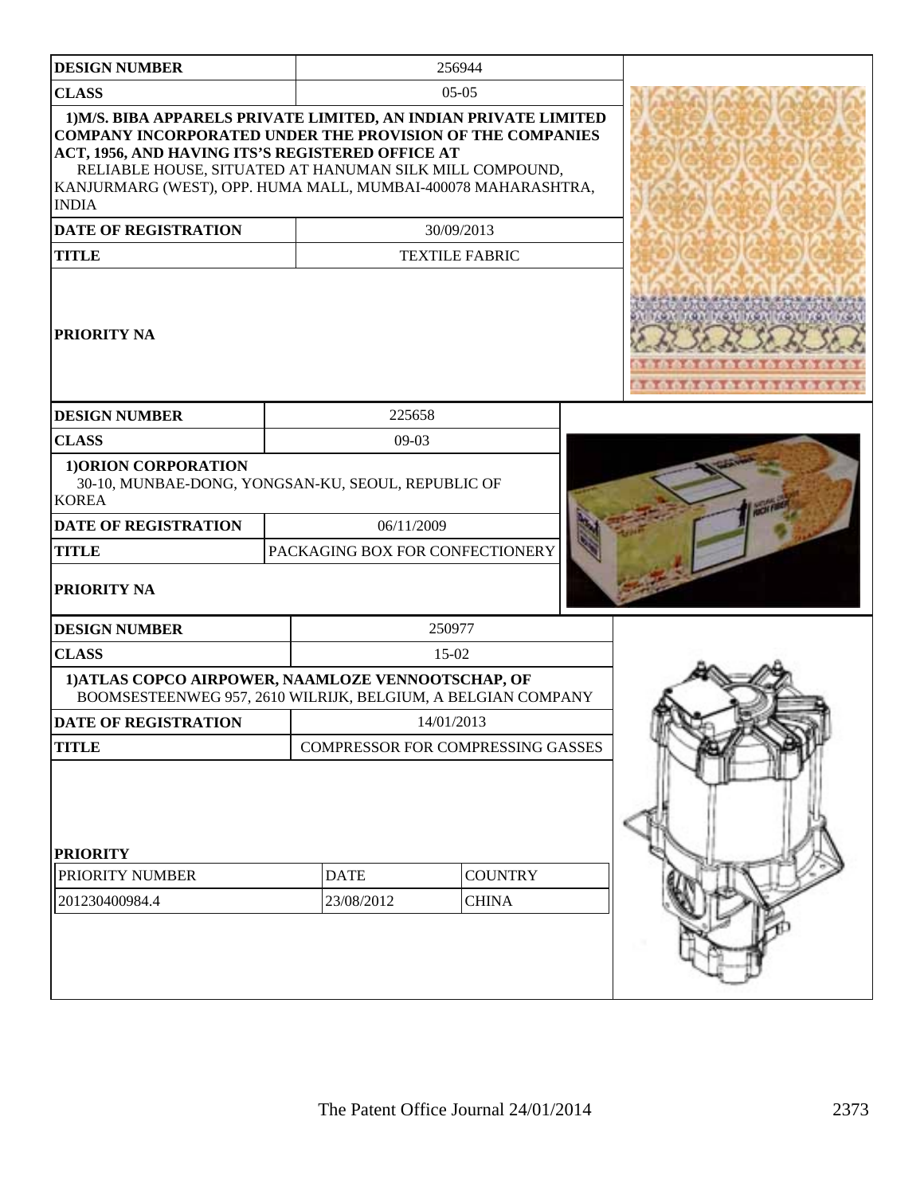| DESIGN NUMBER | 256944 |
|---|---|
| CLASS | 05-05 |
| 1)M/S. BIBA APPARELS PRIVATE LIMITED, AN INDIAN PRIVATE LIMITED COMPANY INCORPORATED UNDER THE PROVISION OF THE COMPANIES ACT, 1956, AND HAVING ITS'S REGISTERED OFFICE AT RELIABLE HOUSE, SITUATED AT HANUMAN SILK MILL COMPOUND, KANJURMARG (WEST), OPP. HUMA MALL, MUMBAI-400078 MAHARASHTRA, INDIA | |
| DATE OF REGISTRATION | 30/09/2013 |
| TITLE | TEXTILE FABRIC |
| PRIORITY NA | |

| DESIGN NUMBER | 225658 |
|---|---|
| CLASS | 09-03 |
| 1)ORION CORPORATION 30-10, MUNBAE-DONG, YONGSAN-KU, SEOUL, REPUBLIC OF KOREA | |
| DATE OF REGISTRATION | 06/11/2009 |
| TITLE | PACKAGING BOX FOR CONFECTIONERY |
| PRIORITY NA | |

| DESIGN NUMBER | 250977 | |
|---|---|---|
| CLASS | 15-02 | |
| 1)ATLAS COPCO AIRPOWER, NAAMLOZE VENNOOTSCHAP, OF BOOMSESTEENWEG 957, 2610 WILRIJK, BELGIUM, A BELGIAN COMPANY | | |
| DATE OF REGISTRATION | 14/01/2013 | |
| TITLE | COMPRESSOR FOR COMPRESSING GASSES | |
| PRIORITY | | |
| PRIORITY NUMBER | DATE | COUNTRY |
| 201230400984.4 | 23/08/2012 | CHINA |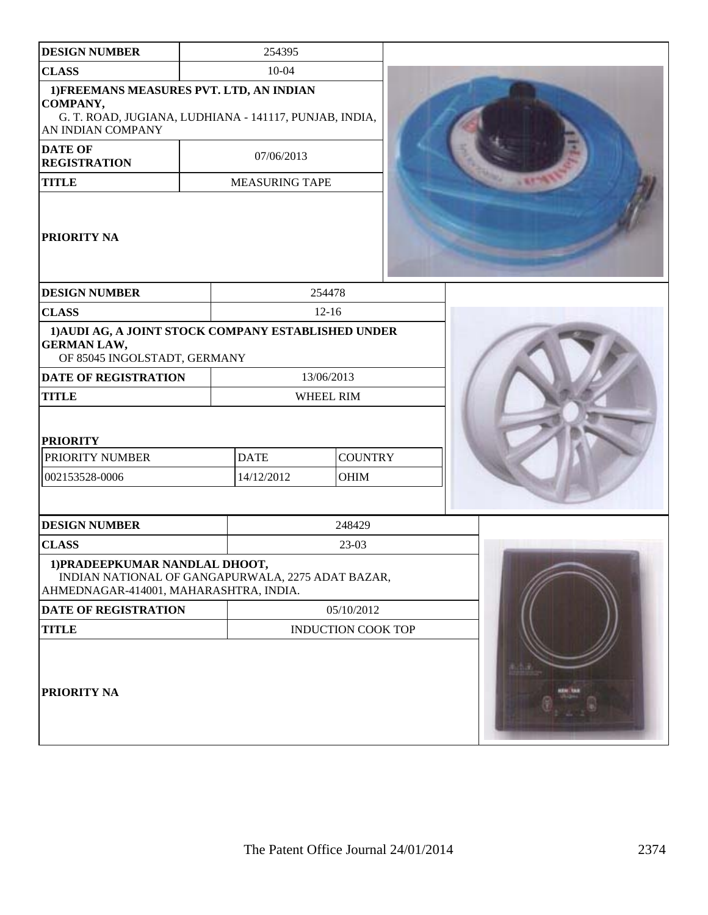| DESIGN NUMBER | 254395 |
|---|---|
| CLASS | 10-04 |
| 1)FREEMANS MEASURES PVT. LTD, AN INDIAN COMPANY, G. T. ROAD, JUGIANA, LUDHIANA - 141117, PUNJAB, INDIA, AN INDIAN COMPANY | |
| DATE OF REGISTRATION | 07/06/2013 |
| TITLE | MEASURING TAPE |
| PRIORITY NA | |

| DESIGN NUMBER | 254478 | |
|---|---|---|
| CLASS | 12-16 | |
| 1)AUDI AG, A JOINT STOCK COMPANY ESTABLISHED UNDER GERMAN LAW, OF 85045 INGOLSTADT, GERMANY | | |
| DATE OF REGISTRATION | 13/06/2013 | |
| TITLE | WHEEL RIM | |
| PRIORITY | | |
| PRIORITY NUMBER | DATE | COUNTRY |
| 002153528-0006 | 14/12/2012 | OHIM |

| DESIGN NUMBER | 248429 |
|---|---|
| CLASS | 23-03 |
| 1)PRADEEPKUMAR NANDLAL DHOOT, INDIAN NATIONAL OF GANGAPURWALA, 2275 ADAT BAZAR, AHMEDNAGAR-414001, MAHARASHTRA, INDIA. | |
| DATE OF REGISTRATION | 05/10/2012 |
| TITLE | INDUCTION COOK TOP |
| PRIORITY NA | |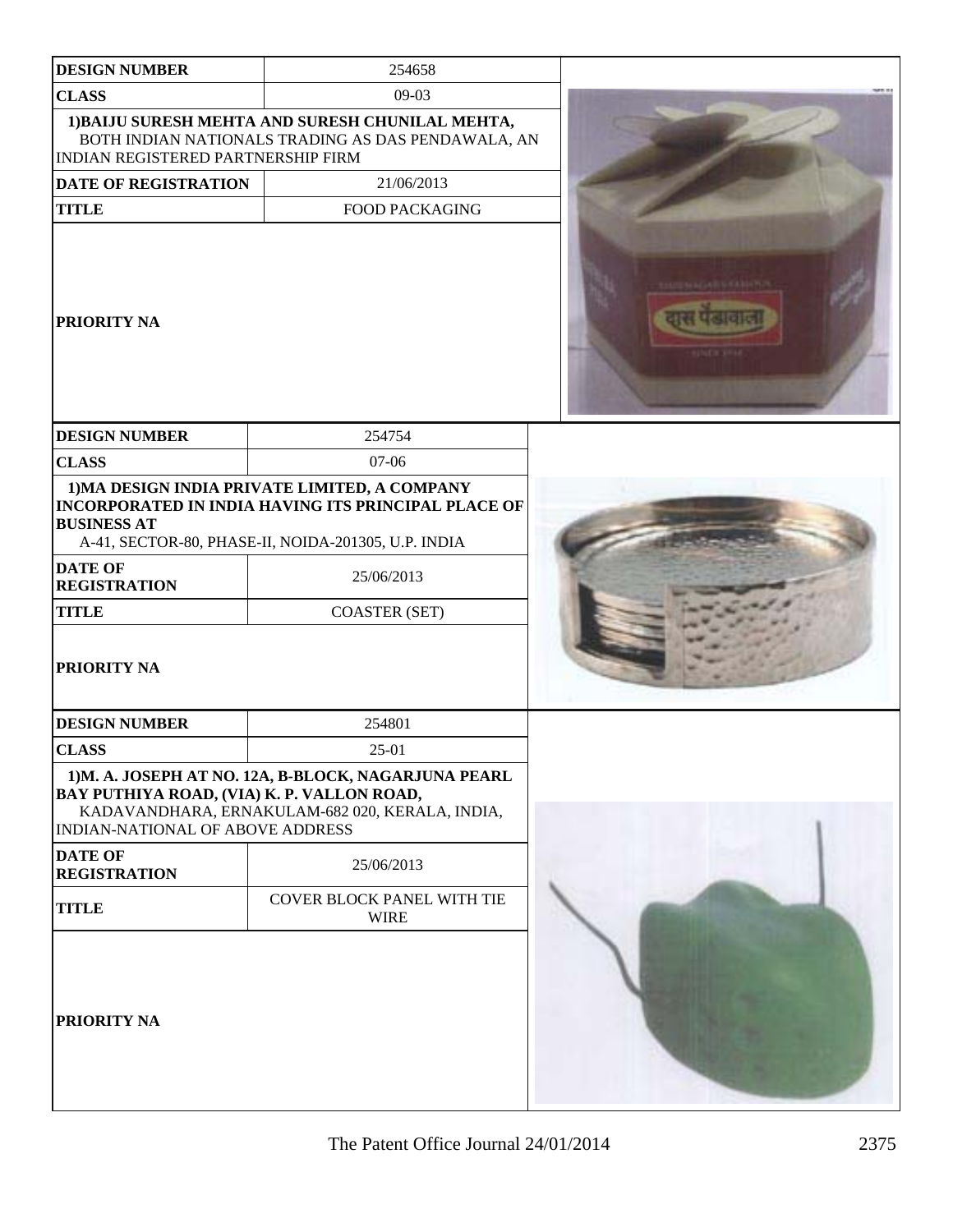| DESIGN NUMBER | 254658 |
| --- | --- |
| CLASS | 09-03 |
| 1)BAIJU SURESH MEHTA AND SURESH CHUNILAL MEHTA, BOTH INDIAN NATIONALS TRADING AS DAS PENDAWALA, AN INDIAN REGISTERED PARTNERSHIP FIRM | |
| DATE OF REGISTRATION | 21/06/2013 |
| TITLE | FOOD PACKAGING |
| PRIORITY NA | |

| DESIGN NUMBER | 254754 |
| --- | --- |
| CLASS | 07-06 |
| 1)MA DESIGN INDIA PRIVATE LIMITED, A COMPANY INCORPORATED IN INDIA HAVING ITS PRINCIPAL PLACE OF BUSINESS AT A-41, SECTOR-80, PHASE-II, NOIDA-201305, U.P. INDIA | |
| DATE OF REGISTRATION | 25/06/2013 |
| TITLE | COASTER (SET) |
| PRIORITY NA | |

| DESIGN NUMBER | 254801 |
| --- | --- |
| CLASS | 25-01 |
| 1)M. A. JOSEPH AT NO. 12A, B-BLOCK, NAGARJUNA PEARL BAY PUTHIYA ROAD, (VIA) K. P. VALLON ROAD, KADAVANDHARA, ERNAKULAM-682 020, KERALA, INDIA, INDIAN-NATIONAL OF ABOVE ADDRESS | |
| DATE OF REGISTRATION | 25/06/2013 |
| TITLE | COVER BLOCK PANEL WITH TIE WIRE |
| PRIORITY NA | |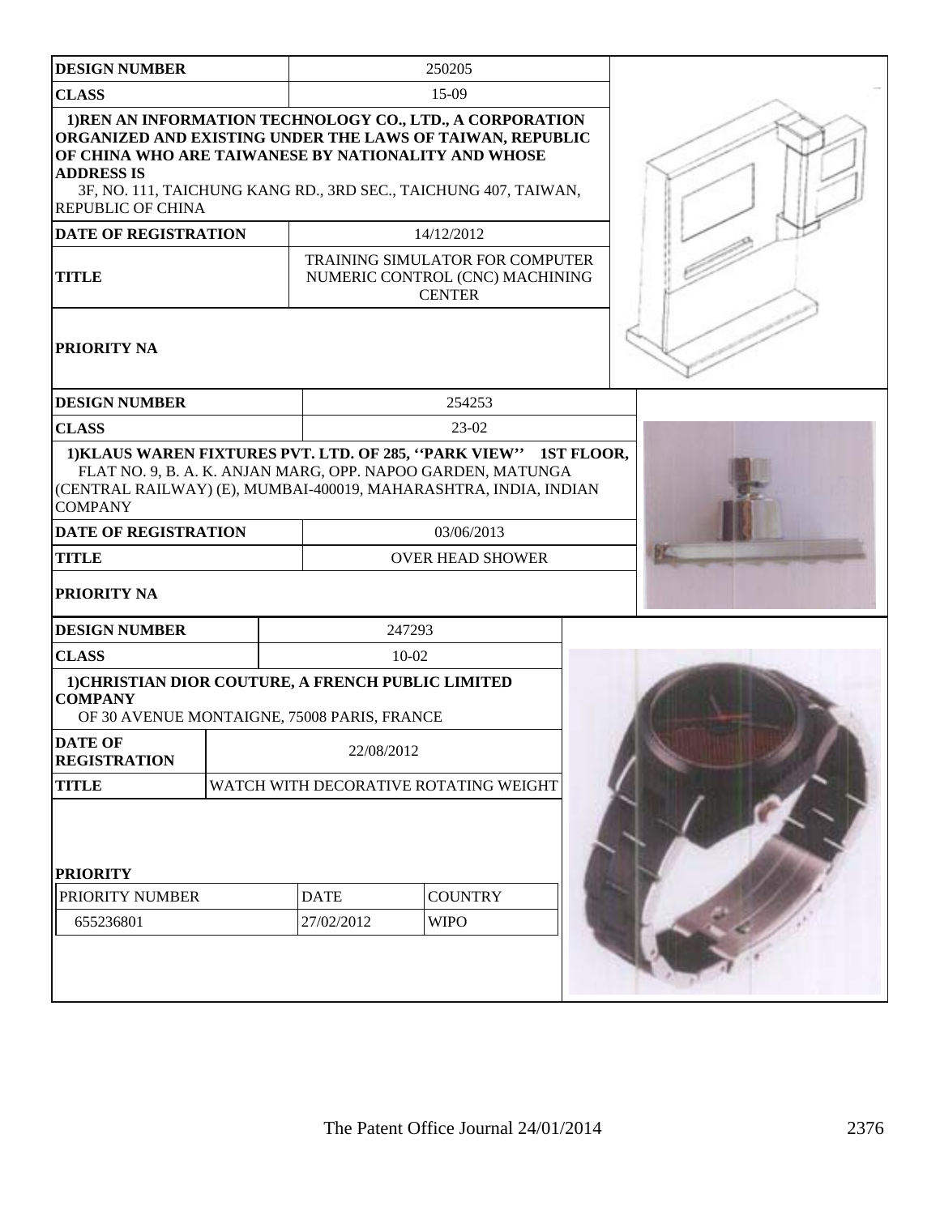| DESIGN NUMBER | 250205 |
|---|---|
| CLASS | 15-09 |
| 1)REN AN INFORMATION TECHNOLOGY CO., LTD., A CORPORATION ORGANIZED AND EXISTING UNDER THE LAWS OF TAIWAN, REPUBLIC OF CHINA WHO ARE TAIWANESE BY NATIONALITY AND WHOSE ADDRESS IS 3F, NO. 111, TAICHUNG KANG RD., 3RD SEC., TAICHUNG 407, TAIWAN, REPUBLIC OF CHINA | |
| DATE OF REGISTRATION | 14/12/2012 |
| TITLE | TRAINING SIMULATOR FOR COMPUTER NUMERIC CONTROL (CNC) MACHINING CENTER |
| PRIORITY NA | |

| DESIGN NUMBER | 254253 |
|---|---|
| CLASS | 23-02 |
| 1)KLAUS WAREN FIXTURES PVT. LTD. OF 285, ''PARK VIEW'' 1ST FLOOR, FLAT NO. 9, B. A. K. ANJAN MARG, OPP. NAPOO GARDEN, MATUNGA (CENTRAL RAILWAY) (E), MUMBAI-400019, MAHARASHTRA, INDIA, INDIAN COMPANY | |
| DATE OF REGISTRATION | 03/06/2013 |
| TITLE | OVER HEAD SHOWER |
| PRIORITY NA | |

| DESIGN NUMBER | 247293 |
|---|---|
| CLASS | 10-02 |
| 1)CHRISTIAN DIOR COUTURE, A FRENCH PUBLIC LIMITED COMPANY OF 30 AVENUE MONTAIGNE, 75008 PARIS, FRANCE | |
| DATE OF REGISTRATION | 22/08/2012 |
| TITLE | WATCH WITH DECORATIVE ROTATING WEIGHT |

**PRIORITY**

| PRIORITY NUMBER | DATE | COUNTRY |
|---|---|---|
| 655236801 | 27/02/2012 | WIPO |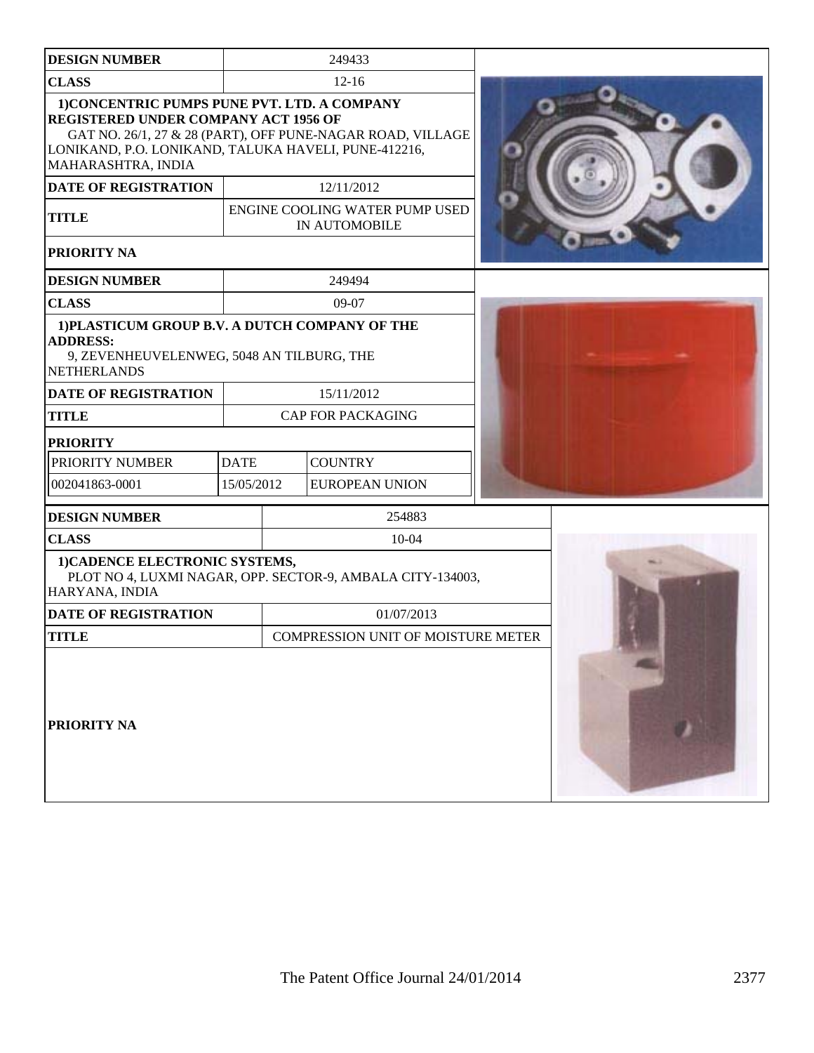| DESIGN NUMBER | 249433 |
|---|---|
| CLASS | 12-16 |
| 1)CONCENTRIC PUMPS PUNE PVT. LTD. A COMPANY REGISTERED UNDER COMPANY ACT 1956 OF GAT NO. 26/1, 27 & 28 (PART), OFF PUNE-NAGAR ROAD, VILLAGE LONIKAND, P.O. LONIKAND, TALUKA HAVELI, PUNE-412216, MAHARASHTRA, INDIA | |
| DATE OF REGISTRATION | 12/11/2012 |
| TITLE | ENGINE COOLING WATER PUMP USED IN AUTOMOBILE |
| PRIORITY NA | |

| DESIGN NUMBER | 249494 | |
|---|---|---|
| CLASS | 09-07 | |
| 1)PLASTICUM GROUP B.V. A DUTCH COMPANY OF THE ADDRESS: 9, ZEVENHEUVELENWEG, 5048 AN TILBURG, THE NETHERLANDS | | |
| DATE OF REGISTRATION | 15/11/2012 | |
| TITLE | CAP FOR PACKAGING | |
| PRIORITY | | |
| PRIORITY NUMBER | DATE | COUNTRY |
| 002041863-0001 | 15/05/2012 | EUROPEAN UNION |

| DESIGN NUMBER | 254883 |
|---|---|
| CLASS | 10-04 |
| 1)CADENCE ELECTRONIC SYSTEMS, PLOT NO 4, LUXMI NAGAR, OPP. SECTOR-9, AMBALA CITY-134003, HARYANA, INDIA | |
| DATE OF REGISTRATION | 01/07/2013 |
| TITLE | COMPRESSION UNIT OF MOISTURE METER |
| PRIORITY NA | |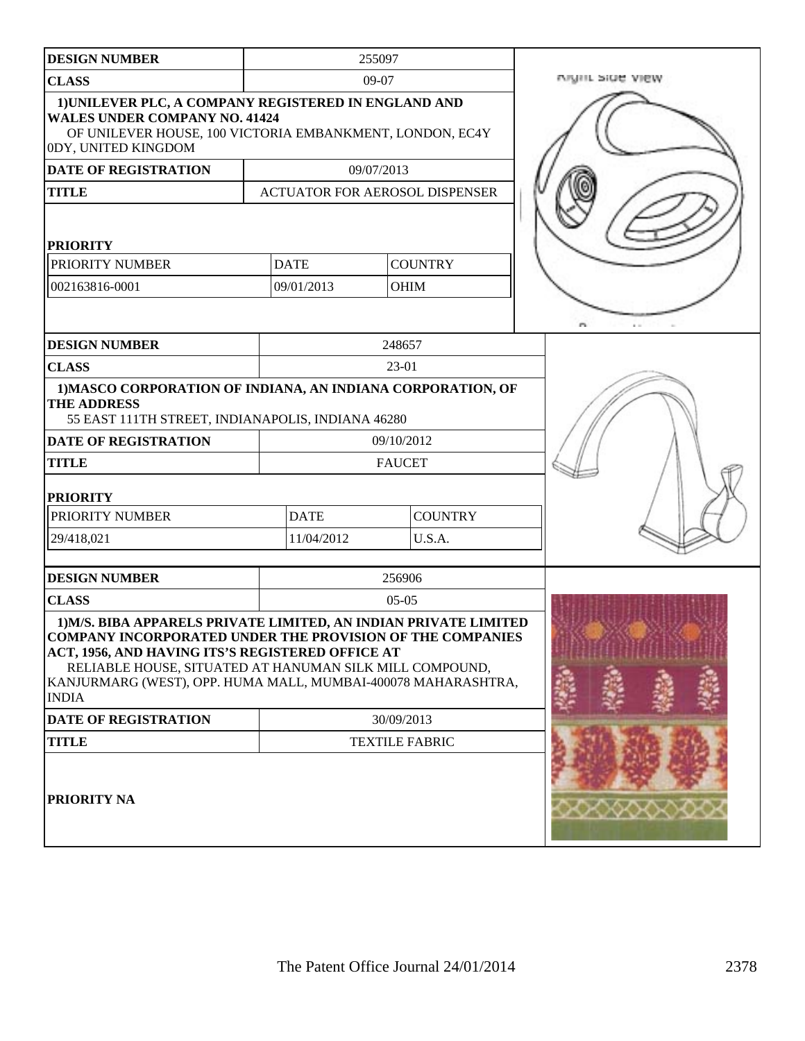| DESIGN NUMBER | 255097 | |
|---|---|---|
| CLASS | 09-07 | |
| 1)UNILEVER PLC, A COMPANY REGISTERED IN ENGLAND AND WALES UNDER COMPANY NO. 41424 OF UNILEVER HOUSE, 100 VICTORIA EMBANKMENT, LONDON, EC4Y 0DY, UNITED KINGDOM | | |
| DATE OF REGISTRATION | 09/07/2013 | |
| TITLE | ACTUATOR FOR AEROSOL DISPENSER | |
| PRIORITY | | |
| PRIORITY NUMBER | DATE | COUNTRY |
| 002163816-0001 | 09/01/2013 | OHIM |

| DESIGN NUMBER | 248657 | |
|---|---|---|
| CLASS | 23-01 | |
| 1)MASCO CORPORATION OF INDIANA, AN INDIANA CORPORATION, OF THE ADDRESS 55 EAST 111TH STREET, INDIANAPOLIS, INDIANA 46280 | | |
| DATE OF REGISTRATION | 09/10/2012 | |
| TITLE | FAUCET | |
| PRIORITY | | |
| PRIORITY NUMBER | DATE | COUNTRY |
| 29/418,021 | 11/04/2012 | U.S.A. |

| DESIGN NUMBER | 256906 |
|---|---|
| CLASS | 05-05 |
| 1)M/S. BIBA APPARELS PRIVATE LIMITED, AN INDIAN PRIVATE LIMITED COMPANY INCORPORATED UNDER THE PROVISION OF THE COMPANIES ACT, 1956, AND HAVING ITS'S REGISTERED OFFICE AT RELIABLE HOUSE, SITUATED AT HANUMAN SILK MILL COMPOUND, KANJURMARG (WEST), OPP. HUMA MALL, MUMBAI-400078 MAHARASHTRA, INDIA | |
| DATE OF REGISTRATION | 30/09/2013 |
| TITLE | TEXTILE FABRIC |
| PRIORITY NA | |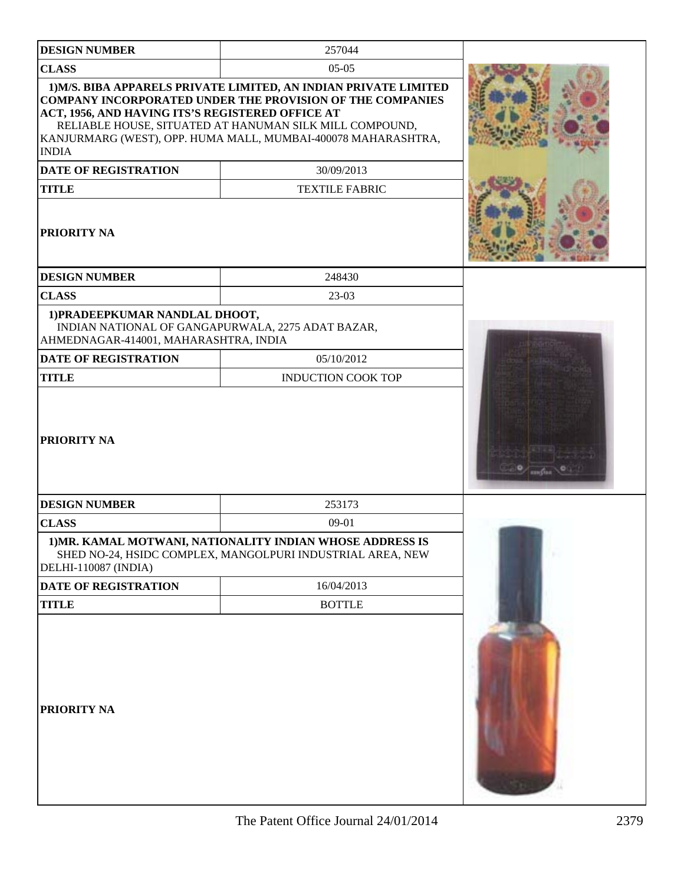| DESIGN NUMBER | 257044 |
| --- | --- |
| CLASS | 05-05 |
| 1)M/S. BIBA APPARELS PRIVATE LIMITED, AN INDIAN PRIVATE LIMITED COMPANY INCORPORATED UNDER THE PROVISION OF THE COMPANIES ACT, 1956, AND HAVING ITS'S REGISTERED OFFICE AT RELIABLE HOUSE, SITUATED AT HANUMAN SILK MILL COMPOUND, KANJURMARG (WEST), OPP. HUMA MALL, MUMBAI-400078 MAHARASHTRA, INDIA | |
| DATE OF REGISTRATION | 30/09/2013 |
| TITLE | TEXTILE FABRIC |
| PRIORITY NA | |

| DESIGN NUMBER | 248430 |
| --- | --- |
| CLASS | 23-03 |
| 1)PRADEEPKUMAR NANDLAL DHOOT, INDIAN NATIONAL OF GANGAPURWALA, 2275 ADAT BAZAR, AHMEDNAGAR-414001, MAHARASHTRA, INDIA | |
| DATE OF REGISTRATION | 05/10/2012 |
| TITLE | INDUCTION COOK TOP |
| PRIORITY NA | |

| DESIGN NUMBER | 253173 |
| --- | --- |
| CLASS | 09-01 |
| 1)MR. KAMAL MOTWANI, NATIONALITY INDIAN WHOSE ADDRESS IS SHED NO-24, HSIDC COMPLEX, MANGOLPURI INDUSTRIAL AREA, NEW DELHI-110087 (INDIA) | |
| DATE OF REGISTRATION | 16/04/2013 |
| TITLE | BOTTLE |
| PRIORITY NA | |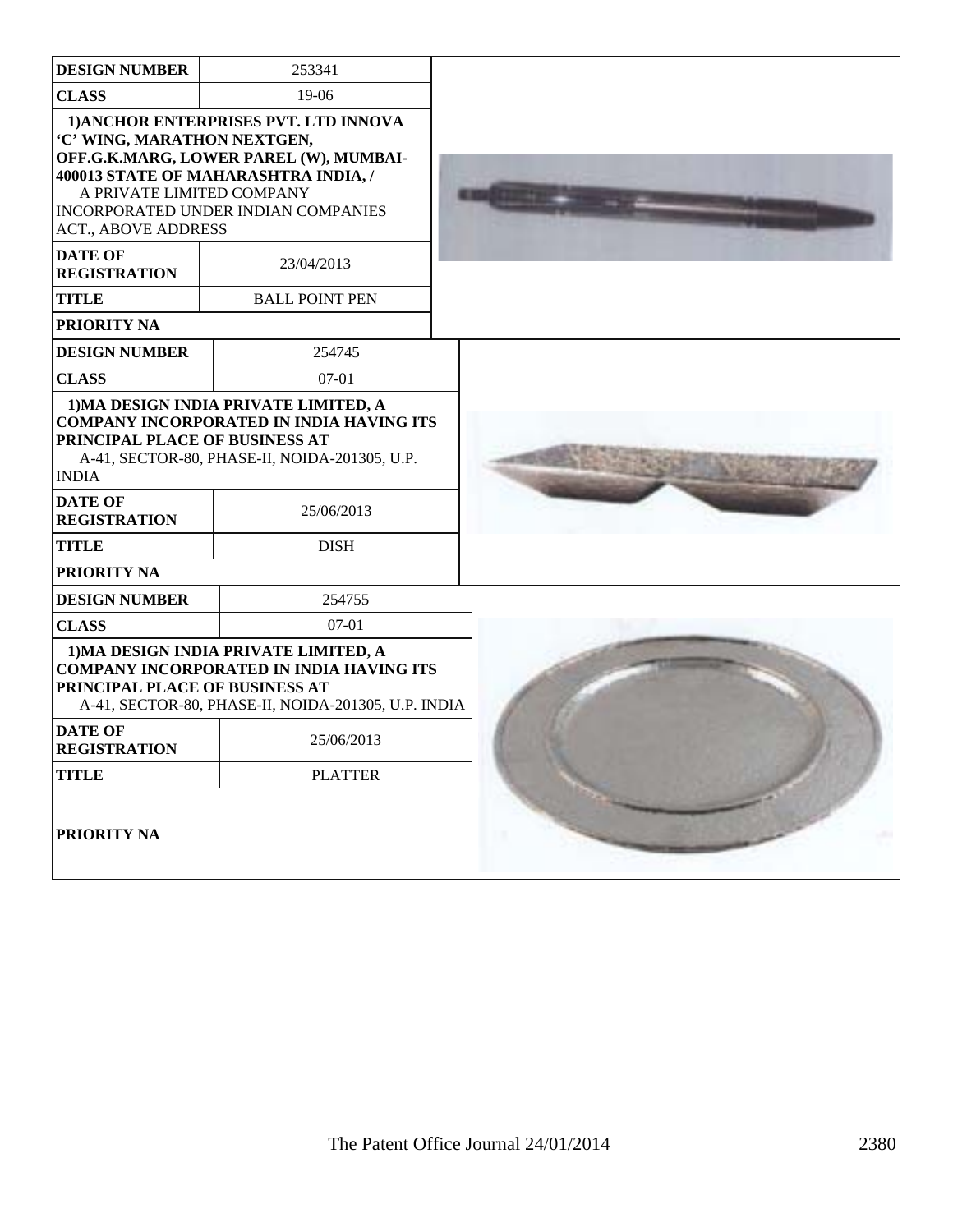| DESIGN NUMBER | 253341 |
| --- | --- |
| CLASS | 19-06 |
| 1)ANCHOR ENTERPRISES PVT. LTD INNOVA 'C' WING, MARATHON NEXTGEN, OFF.G.K.MARG, LOWER PAREL (W), MUMBAI-400013 STATE OF MAHARASHTRA INDIA, / A PRIVATE LIMITED COMPANY INCORPORATED UNDER INDIAN COMPANIES ACT., ABOVE ADDRESS | |
| DATE OF REGISTRATION | 23/04/2013 |
| TITLE | BALL POINT PEN |
| PRIORITY NA | |

| DESIGN NUMBER | 254745 |
| --- | --- |
| CLASS | 07-01 |
| 1)MA DESIGN INDIA PRIVATE LIMITED, A COMPANY INCORPORATED IN INDIA HAVING ITS PRINCIPAL PLACE OF BUSINESS AT A-41, SECTOR-80, PHASE-II, NOIDA-201305, U.P. INDIA | |
| DATE OF REGISTRATION | 25/06/2013 |
| TITLE | DISH |
| PRIORITY NA | |

| DESIGN NUMBER | 254755 |
| --- | --- |
| CLASS | 07-01 |
| 1)MA DESIGN INDIA PRIVATE LIMITED, A COMPANY INCORPORATED IN INDIA HAVING ITS PRINCIPAL PLACE OF BUSINESS AT A-41, SECTOR-80, PHASE-II, NOIDA-201305, U.P. INDIA | |
| DATE OF REGISTRATION | 25/06/2013 |
| TITLE | PLATTER |
| PRIORITY NA | |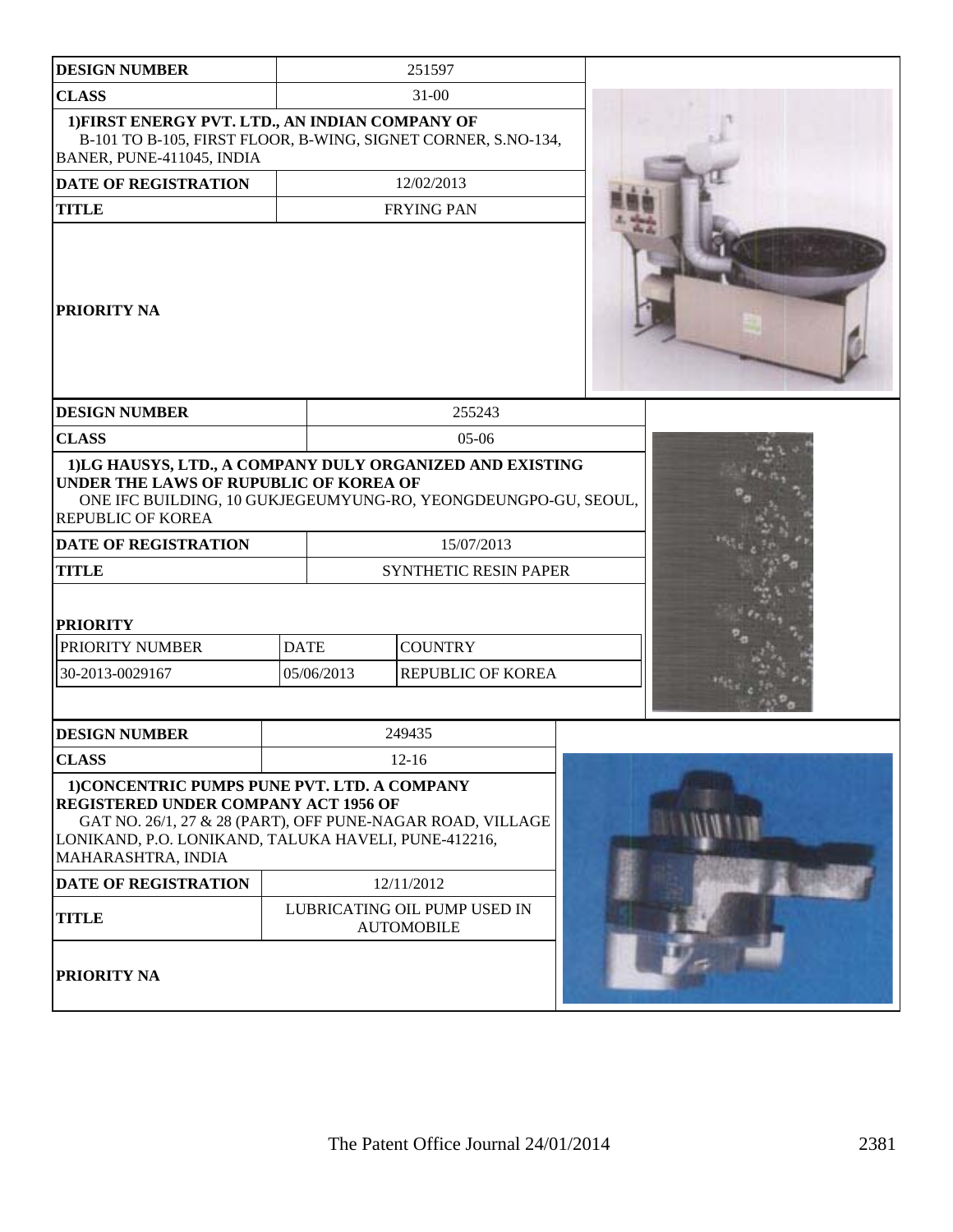| DESIGN NUMBER | 251597 |
|---|---|
| CLASS | 31-00 |
| 1)FIRST ENERGY PVT. LTD., AN INDIAN COMPANY OF B-101 TO B-105, FIRST FLOOR, B-WING, SIGNET CORNER, S.NO-134, BANER, PUNE-411045, INDIA | |
| DATE OF REGISTRATION | 12/02/2013 |
| TITLE | FRYING PAN |
| PRIORITY NA | |

| DESIGN NUMBER | 255243 | |
|---|---|---|
| CLASS | 05-06 | |
| 1)LG HAUSYS, LTD., A COMPANY DULY ORGANIZED AND EXISTING UNDER THE LAWS OF RUPUBLIC OF KOREA OF ONE IFC BUILDING, 10 GUKJEGEUMYUNG-RO, YEONGDEUNGPO-GU, SEOUL, REPUBLIC OF KOREA | | |
| DATE OF REGISTRATION | 15/07/2013 | |
| TITLE | SYNTHETIC RESIN PAPER | |
| PRIORITY | | |
| PRIORITY NUMBER | DATE | COUNTRY |
| 30-2013-0029167 | 05/06/2013 | REPUBLIC OF KOREA |

| DESIGN NUMBER | 249435 |
|---|---|
| CLASS | 12-16 |
| 1)CONCENTRIC PUMPS PUNE PVT. LTD. A COMPANY REGISTERED UNDER COMPANY ACT 1956 OF GAT NO. 26/1, 27 & 28 (PART), OFF PUNE-NAGAR ROAD, VILLAGE LONIKAND, P.O. LONIKAND, TALUKA HAVELI, PUNE-412216, MAHARASHTRA, INDIA | |
| DATE OF REGISTRATION | 12/11/2012 |
| TITLE | LUBRICATING OIL PUMP USED IN AUTOMOBILE |
| PRIORITY NA | |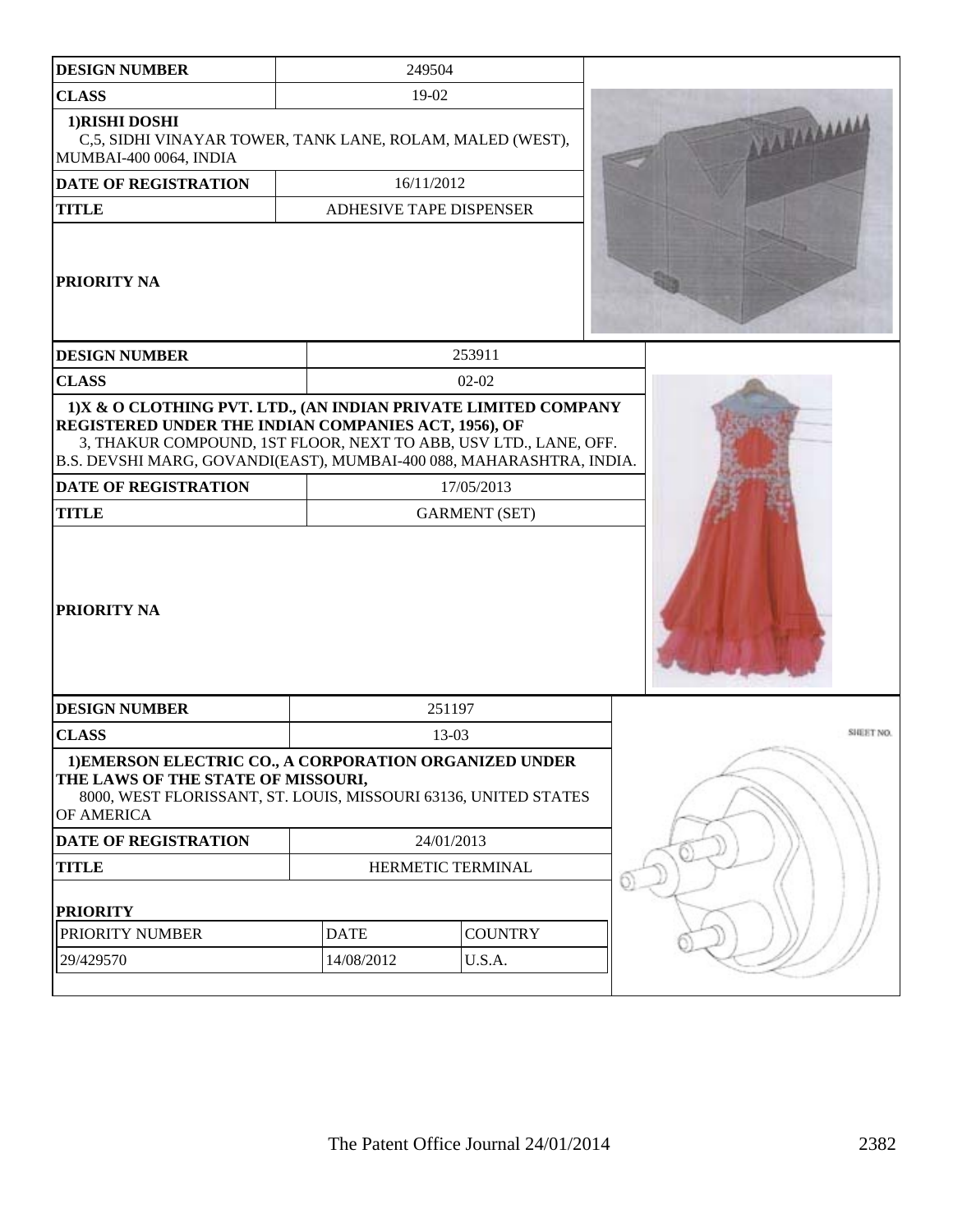| DESIGN NUMBER | 249504 |
|---|---|
| CLASS | 19-02 |
| 1)RISHI DOSHI<br>C,5, SIDHI VINAYAR TOWER, TANK LANE, ROLAM, MALED (WEST), MUMBAI-400 0064, INDIA | |
| DATE OF REGISTRATION | 16/11/2012 |
| TITLE | ADHESIVE TAPE DISPENSER |
| PRIORITY NA | |

| DESIGN NUMBER | 253911 |
|---|---|
| CLASS | 02-02 |
| 1)X & O CLOTHING PVT. LTD., (AN INDIAN PRIVATE LIMITED COMPANY REGISTERED UNDER THE INDIAN COMPANIES ACT, 1956), OF<br>3, THAKUR COMPOUND, 1ST FLOOR, NEXT TO ABB, USV LTD., LANE, OFF. B.S. DEVSHI MARG, GOVANDI(EAST), MUMBAI-400 088, MAHARASHTRA, INDIA. | |
| DATE OF REGISTRATION | 17/05/2013 |
| TITLE | GARMENT (SET) |
| PRIORITY NA | |

| DESIGN NUMBER | 251197 | |
|---|---|---|
| CLASS | 13-03 | |
| 1)EMERSON ELECTRIC CO., A CORPORATION ORGANIZED UNDER THE LAWS OF THE STATE OF MISSOURI,<br>8000, WEST FLORISSANT, ST. LOUIS, MISSOURI 63136, UNITED STATES OF AMERICA | | |
| DATE OF REGISTRATION | 24/01/2013 | |
| TITLE | HERMETIC TERMINAL | |
| PRIORITY | | |
| PRIORITY NUMBER | DATE | COUNTRY |
| 29/429570 | 14/08/2012 | U.S.A. |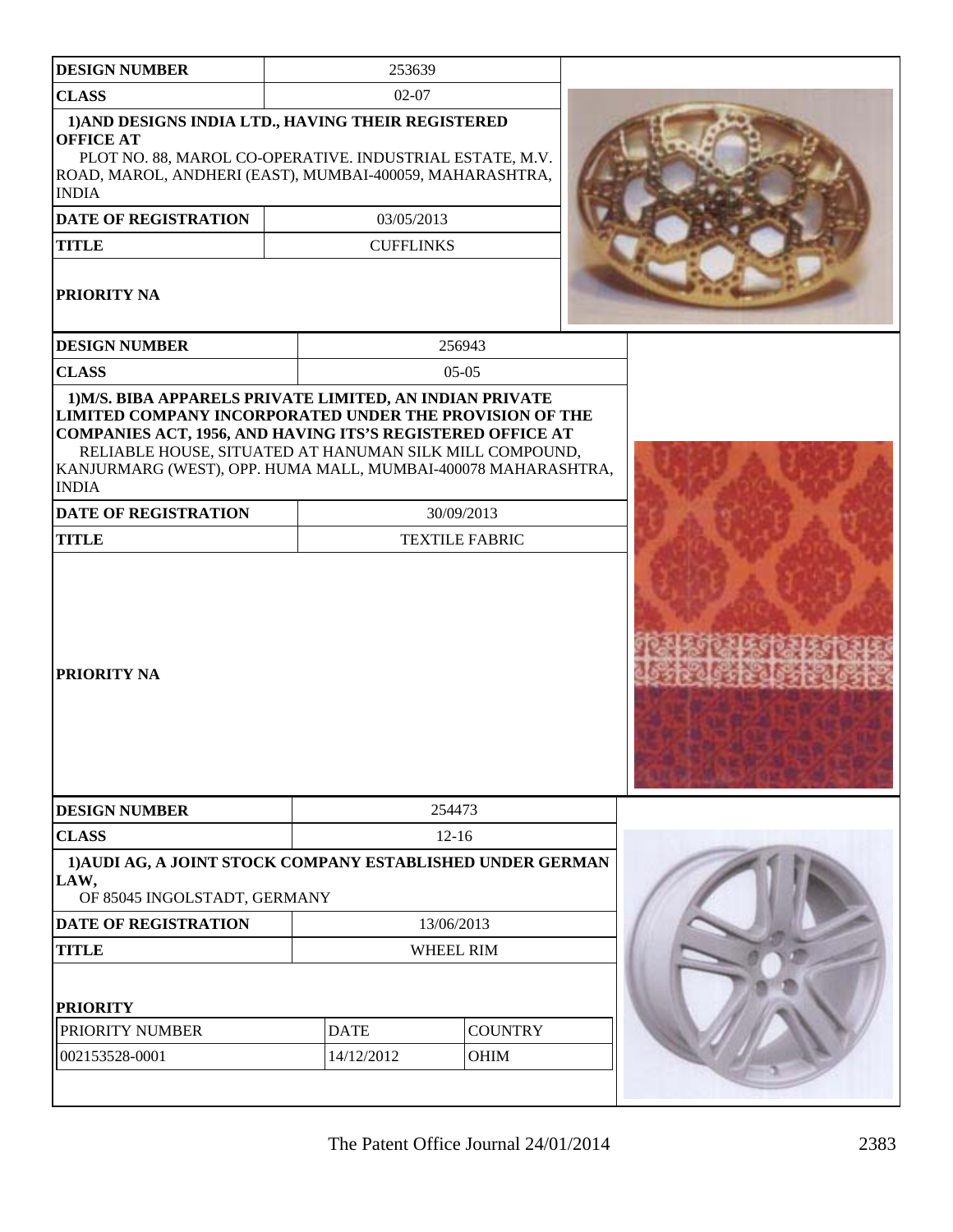| DESIGN NUMBER | 253639 |
|---|---|
| CLASS | 02-07 |
| 1)AND DESIGNS INDIA LTD., HAVING THEIR REGISTERED OFFICE AT PLOT NO. 88, MAROL CO-OPERATIVE. INDUSTRIAL ESTATE, M.V. ROAD, MAROL, ANDHERI (EAST), MUMBAI-400059, MAHARASHTRA, INDIA | |
| DATE OF REGISTRATION | 03/05/2013 |
| TITLE | CUFFLINKS |
| PRIORITY NA | |

| DESIGN NUMBER | 256943 |
|---|---|
| CLASS | 05-05 |
| 1)M/S. BIBA APPARELS PRIVATE LIMITED, AN INDIAN PRIVATE LIMITED COMPANY INCORPORATED UNDER THE PROVISION OF THE COMPANIES ACT, 1956, AND HAVING ITS'S REGISTERED OFFICE AT RELIABLE HOUSE, SITUATED AT HANUMAN SILK MILL COMPOUND, KANJURMARG (WEST), OPP. HUMA MALL, MUMBAI-400078 MAHARASHTRA, INDIA | |
| DATE OF REGISTRATION | 30/09/2013 |
| TITLE | TEXTILE FABRIC |
| PRIORITY NA | |

| DESIGN NUMBER | 254473 | |
|---|---|---|
| CLASS | 12-16 | |
| 1)AUDI AG, A JOINT STOCK COMPANY ESTABLISHED UNDER GERMAN LAW, OF 85045 INGOLSTADT, GERMANY | | |
| DATE OF REGISTRATION | 13/06/2013 | |
| TITLE | WHEEL RIM | |
| PRIORITY | | |
| PRIORITY NUMBER | DATE | COUNTRY |
| 002153528-0001 | 14/12/2012 | OHIM |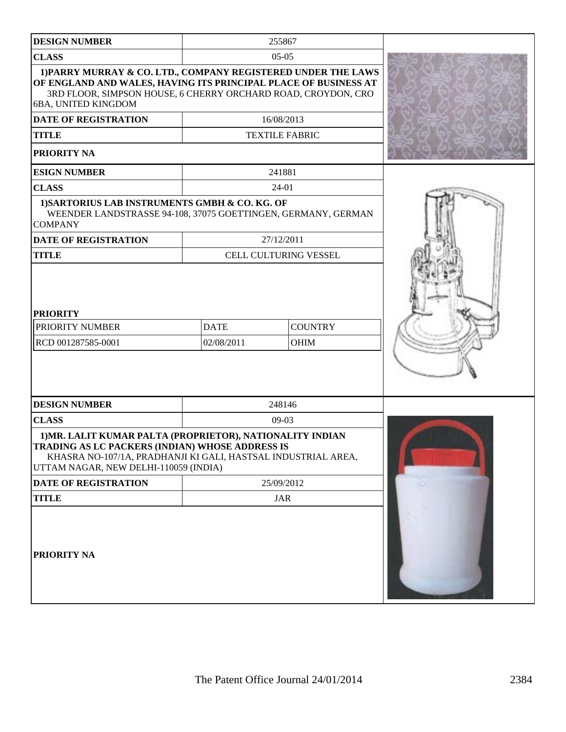| DESIGN NUMBER | 255867 | |
|---|---|---|
| CLASS | 05-05 | |
| 1)PARRY MURRAY & CO. LTD., COMPANY REGISTERED UNDER THE LAWS OF ENGLAND AND WALES, HAVING ITS PRINCIPAL PLACE OF BUSINESS AT 3RD FLOOR, SIMPSON HOUSE, 6 CHERRY ORCHARD ROAD, CROYDON, CRO 6BA, UNITED KINGDOM | | |
| DATE OF REGISTRATION | 16/08/2013 | |
| TITLE | TEXTILE FABRIC | |
| PRIORITY NA | | |

| ESIGN NUMBER | 241881 | |
|---|---|---|
| CLASS | 24-01 | |
| 1)SARTORIUS LAB INSTRUMENTS GMBH & CO. KG. OF WEENDER LANDSTRASSE 94-108, 37075 GOETTINGEN, GERMANY, GERMAN COMPANY | | |
| DATE OF REGISTRATION | 27/12/2011 | |
| TITLE | CELL CULTURING VESSEL | |
| PRIORITY | | |
| PRIORITY NUMBER | DATE | COUNTRY |
| RCD 001287585-0001 | 02/08/2011 | OHIM |

| DESIGN NUMBER | 248146 |
|---|---|
| CLASS | 09-03 |
| 1)MR. LALIT KUMAR PALTA (PROPRIETOR), NATIONALITY INDIAN TRADING AS LC PACKERS (INDIAN) WHOSE ADDRESS IS KHASRA NO-107/1A, PRADHANJI KI GALI, HASTSAL INDUSTRIAL AREA, UTTAM NAGAR, NEW DELHI-110059 (INDIA) | |
| DATE OF REGISTRATION | 25/09/2012 |
| TITLE | JAR |
| PRIORITY NA | |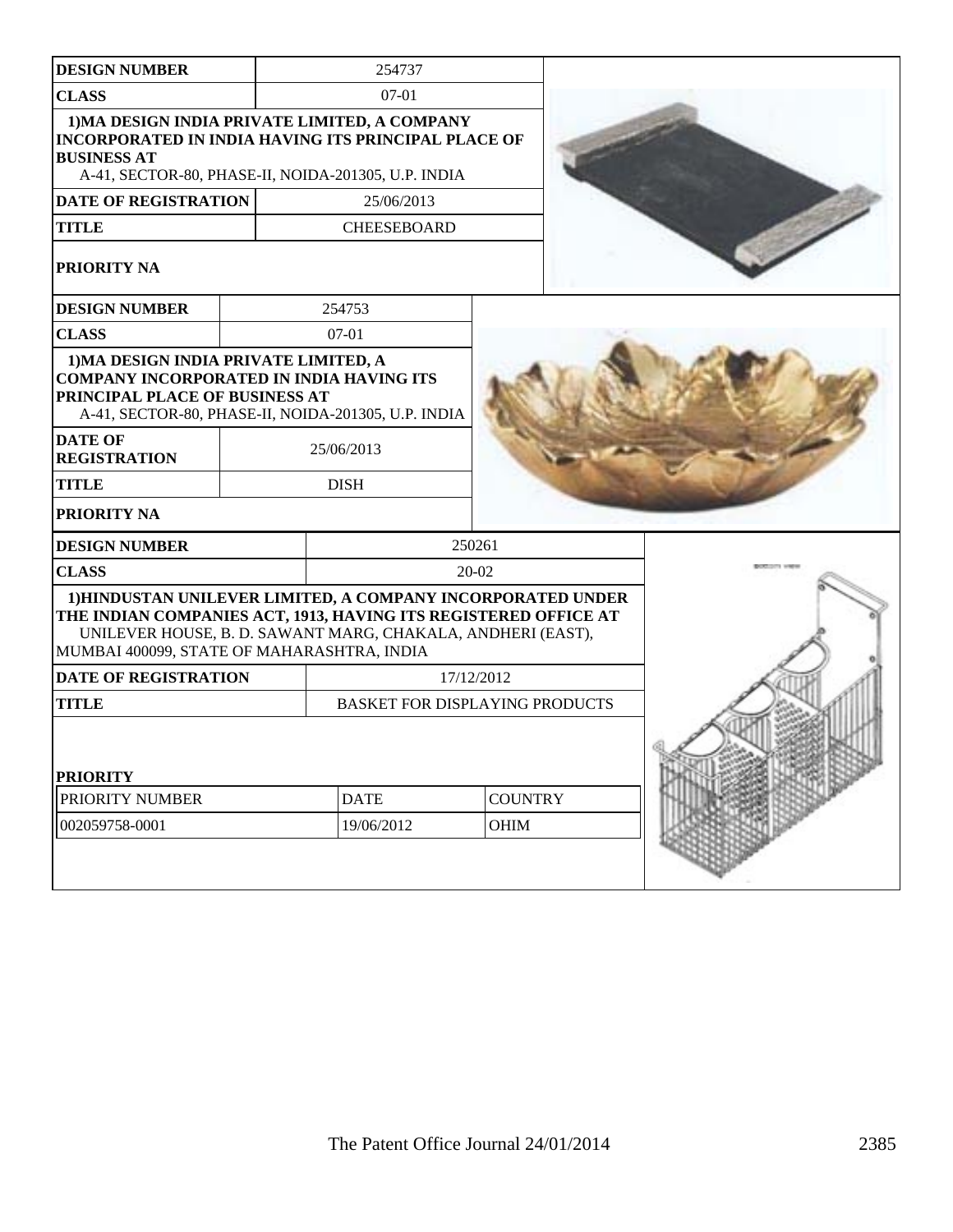| DESIGN NUMBER | 254737 |
|---|---|
| CLASS | 07-01 |
| 1)MA DESIGN INDIA PRIVATE LIMITED, A COMPANY INCORPORATED IN INDIA HAVING ITS PRINCIPAL PLACE OF BUSINESS AT A-41, SECTOR-80, PHASE-II, NOIDA-201305, U.P. INDIA | |
| DATE OF REGISTRATION | 25/06/2013 |
| TITLE | CHEESEBOARD |
| PRIORITY NA | |

| DESIGN NUMBER | 254753 |
|---|---|
| CLASS | 07-01 |
| 1)MA DESIGN INDIA PRIVATE LIMITED, A COMPANY INCORPORATED IN INDIA HAVING ITS PRINCIPAL PLACE OF BUSINESS AT A-41, SECTOR-80, PHASE-II, NOIDA-201305, U.P. INDIA | |
| DATE OF REGISTRATION | 25/06/2013 |
| TITLE | DISH |
| PRIORITY NA | |

| DESIGN NUMBER | 250261 |
|---|---|
| CLASS | 20-02 |
| 1)HINDUSTAN UNILEVER LIMITED, A COMPANY INCORPORATED UNDER THE INDIAN COMPANIES ACT, 1913, HAVING ITS REGISTERED OFFICE AT UNILEVER HOUSE, B. D. SAWANT MARG, CHAKALA, ANDHERI (EAST), MUMBAI 400099, STATE OF MAHARASHTRA, INDIA | |
| DATE OF REGISTRATION | 17/12/2012 |
| TITLE | BASKET FOR DISPLAYING PRODUCTS |

**PRIORITY**

| PRIORITY NUMBER | DATE | COUNTRY |
|---|---|---|
| 002059758-0001 | 19/06/2012 | OHIM |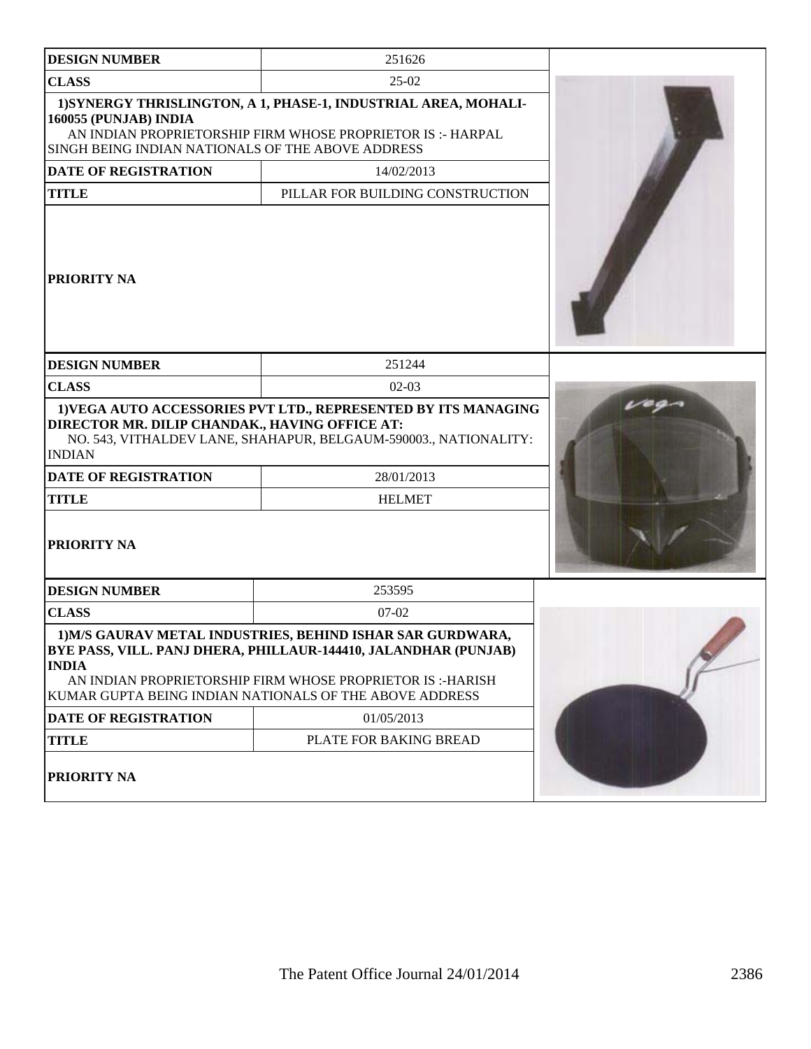| DESIGN NUMBER | 251626 |
|---|---|
| CLASS | 25-02 |
| 1)SYNERGY THRISLINGTON, A 1, PHASE-1, INDUSTRIAL AREA, MOHALI-160055 (PUNJAB) INDIA<br>AN INDIAN PROPRIETORSHIP FIRM WHOSE PROPRIETOR IS :- HARPAL SINGH BEING INDIAN NATIONALS OF THE ABOVE ADDRESS | |
| DATE OF REGISTRATION | 14/02/2013 |
| TITLE | PILLAR FOR BUILDING CONSTRUCTION |
| PRIORITY NA | |

| DESIGN NUMBER | 251244 |
|---|---|
| CLASS | 02-03 |
| 1)VEGA AUTO ACCESSORIES PVT LTD., REPRESENTED BY ITS MANAGING DIRECTOR MR. DILIP CHANDAK., HAVING OFFICE AT:<br>NO. 543, VITHALDEV LANE, SHAHAPUR, BELGAUM-590003., NATIONALITY: INDIAN | |
| DATE OF REGISTRATION | 28/01/2013 |
| TITLE | HELMET |
| PRIORITY NA | |

| DESIGN NUMBER | 253595 |
|---|---|
| CLASS | 07-02 |
| 1)M/S GAURAV METAL INDUSTRIES, BEHIND ISHAR SAR GURDWARA, BYE PASS, VILL. PANJ DHERA, PHILLAUR-144410, JALANDHAR (PUNJAB) INDIA<br>AN INDIAN PROPRIETORSHIP FIRM WHOSE PROPRIETOR IS :-HARISH KUMAR GUPTA BEING INDIAN NATIONALS OF THE ABOVE ADDRESS | |
| DATE OF REGISTRATION | 01/05/2013 |
| TITLE | PLATE FOR BAKING BREAD |
| PRIORITY NA | |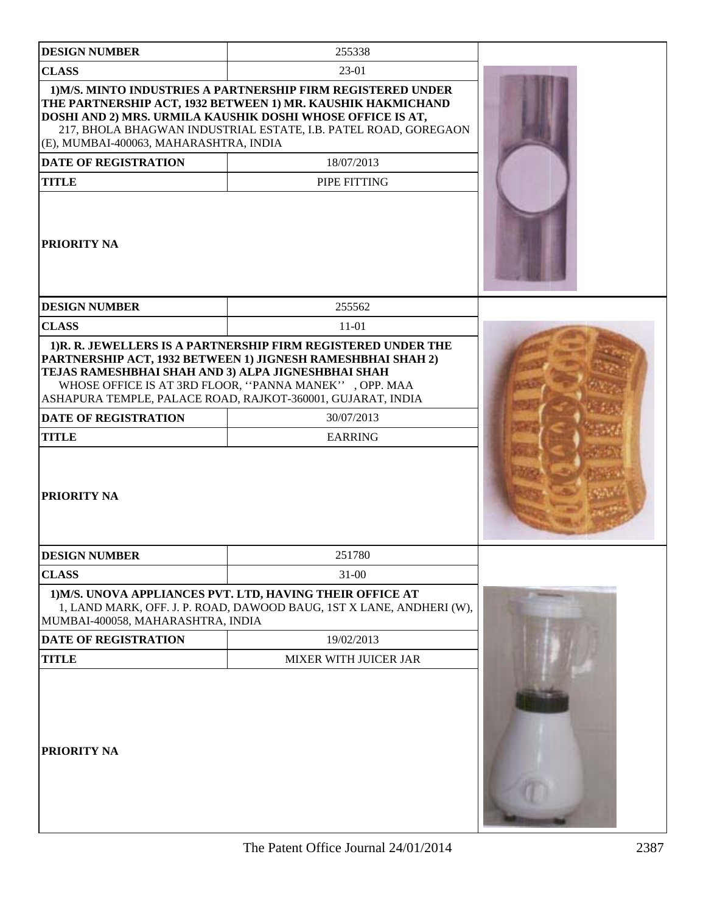| DESIGN NUMBER | 255338 |
|---|---|
| CLASS | 23-01 |
| 1)M/S. MINTO INDUSTRIES A PARTNERSHIP FIRM REGISTERED UNDER THE PARTNERSHIP ACT, 1932 BETWEEN 1) MR. KAUSHIK HAKMICHAND DOSHI AND 2) MRS. URMILA KAUSHIK DOSHI WHOSE OFFICE IS AT, 217, BHOLA BHAGWAN INDUSTRIAL ESTATE, I.B. PATEL ROAD, GOREGAON (E), MUMBAI-400063, MAHARASHTRA, INDIA | |
| DATE OF REGISTRATION | 18/07/2013 |
| TITLE | PIPE FITTING |
| PRIORITY NA | |

| DESIGN NUMBER | 255562 |
|---|---|
| CLASS | 11-01 |
| 1)R. R. JEWELLERS IS A PARTNERSHIP FIRM REGISTERED UNDER THE PARTNERSHIP ACT, 1932 BETWEEN 1) JIGNESH RAMESHBHAI SHAH 2) TEJAS RAMESHBHAI SHAH AND 3) ALPA JIGNESHBHAI SHAH WHOSE OFFICE IS AT 3RD FLOOR, ''PANNA MANEK'' , OPP. MAA ASHAPURA TEMPLE, PALACE ROAD, RAJKOT-360001, GUJARAT, INDIA | |
| DATE OF REGISTRATION | 30/07/2013 |
| TITLE | EARRING |
| PRIORITY NA | |

| DESIGN NUMBER | 251780 |
|---|---|
| CLASS | 31-00 |
| 1)M/S. UNOVA APPLIANCES PVT. LTD, HAVING THEIR OFFICE AT 1, LAND MARK, OFF. J. P. ROAD, DAWOOD BAUG, 1ST X LANE, ANDHERI (W), MUMBAI-400058, MAHARASHTRA, INDIA | |
| DATE OF REGISTRATION | 19/02/2013 |
| TITLE | MIXER WITH JUICER JAR |
| PRIORITY NA | |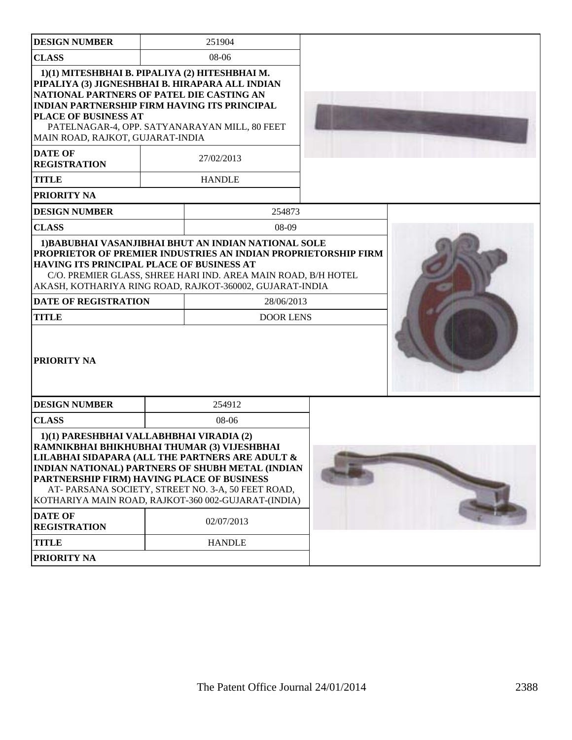| DESIGN NUMBER | 251904 |
|---|---|
| CLASS | 08-06 |
| 1)(1) MITESHBHAI B. PIPALIYA (2) HITESHBHAI M. PIPALIYA (3) JIGNESHBHAI B. HIRAPARA ALL INDIAN NATIONAL PARTNERS OF PATEL DIE CASTING AN INDIAN PARTNERSHIP FIRM HAVING ITS PRINCIPAL PLACE OF BUSINESS AT PATELNAGAR-4, OPP. SATYANARAYAN MILL, 80 FEET MAIN ROAD, RAJKOT, GUJARAT-INDIA | |
| DATE OF REGISTRATION | 27/02/2013 |
| TITLE | HANDLE |
| PRIORITY NA | |

| DESIGN NUMBER | 254873 |
|---|---|
| CLASS | 08-09 |
| 1)BABUBHAI VASANJIBHAI BHUT AN INDIAN NATIONAL SOLE PROPRIETOR OF PREMIER INDUSTRIES AN INDIAN PROPRIETORSHIP FIRM HAVING ITS PRINCIPAL PLACE OF BUSINESS AT C/O. PREMIER GLASS, SHREE HARI IND. AREA MAIN ROAD, B/H HOTEL AKASH, KOTHARIYA RING ROAD, RAJKOT-360002, GUJARAT-INDIA | |
| DATE OF REGISTRATION | 28/06/2013 |
| TITLE | DOOR LENS |
| PRIORITY NA | |

| DESIGN NUMBER | 254912 |
|---|---|
| CLASS | 08-06 |
| 1)(1) PARESHBHAI VALLABHBHAI VIRADIA (2) RAMNIKBHAI BHIKHUBHAI THUMAR (3) VIJESHBHAI LILABHAI SIDAPARA (ALL THE PARTNERS ARE ADULT & INDIAN NATIONAL) PARTNERS OF SHUBH METAL (INDIAN PARTNERSHIP FIRM) HAVING PLACE OF BUSINESS AT- PARSANA SOCIETY, STREET NO. 3-A, 50 FEET ROAD, KOTHARIYA MAIN ROAD, RAJKOT-360 002-GUJARAT-(INDIA) | |
| DATE OF REGISTRATION | 02/07/2013 |
| TITLE | HANDLE |
| PRIORITY NA | |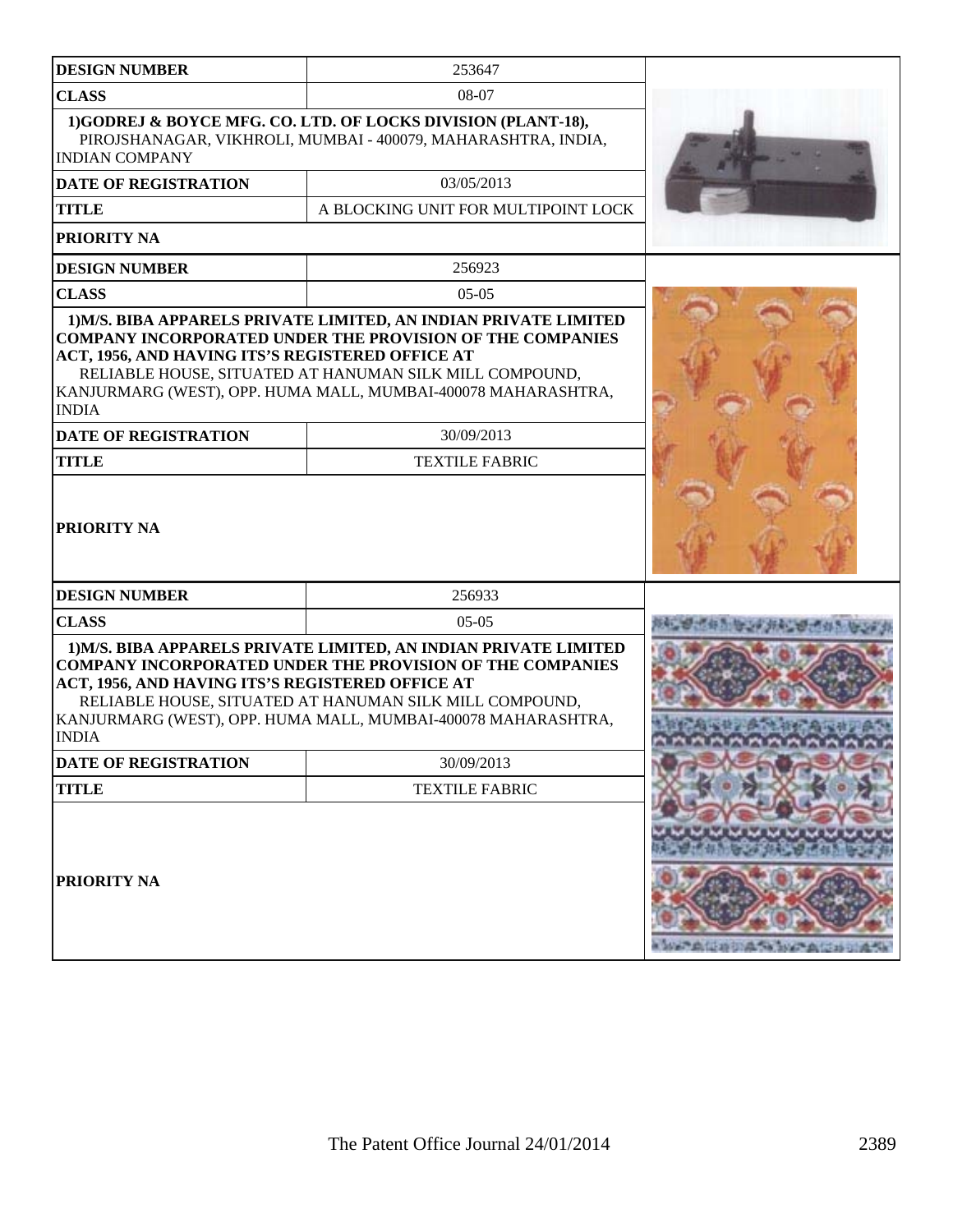| DESIGN NUMBER | 253647 |
|---|---|
| CLASS | 08-07 |
| 1)GODREJ & BOYCE MFG. CO. LTD. OF LOCKS DIVISION (PLANT-18), PIROJSHANAGAR, VIKHROLI, MUMBAI - 400079, MAHARASHTRA, INDIA, INDIAN COMPANY | |
| DATE OF REGISTRATION | 03/05/2013 |
| TITLE | A BLOCKING UNIT FOR MULTIPOINT LOCK |
| PRIORITY NA | |

| DESIGN NUMBER | 256923 |
|---|---|
| CLASS | 05-05 |
| 1)M/S. BIBA APPARELS PRIVATE LIMITED, AN INDIAN PRIVATE LIMITED COMPANY INCORPORATED UNDER THE PROVISION OF THE COMPANIES ACT, 1956, AND HAVING ITS'S REGISTERED OFFICE AT RELIABLE HOUSE, SITUATED AT HANUMAN SILK MILL COMPOUND, KANJURMARG (WEST), OPP. HUMA MALL, MUMBAI-400078 MAHARASHTRA, INDIA | |
| DATE OF REGISTRATION | 30/09/2013 |
| TITLE | TEXTILE FABRIC |
| PRIORITY NA | |

| DESIGN NUMBER | 256933 |
|---|---|
| CLASS | 05-05 |
| 1)M/S. BIBA APPARELS PRIVATE LIMITED, AN INDIAN PRIVATE LIMITED COMPANY INCORPORATED UNDER THE PROVISION OF THE COMPANIES ACT, 1956, AND HAVING ITS'S REGISTERED OFFICE AT RELIABLE HOUSE, SITUATED AT HANUMAN SILK MILL COMPOUND, KANJURMARG (WEST), OPP. HUMA MALL, MUMBAI-400078 MAHARASHTRA, INDIA | |
| DATE OF REGISTRATION | 30/09/2013 |
| TITLE | TEXTILE FABRIC |
| PRIORITY NA | |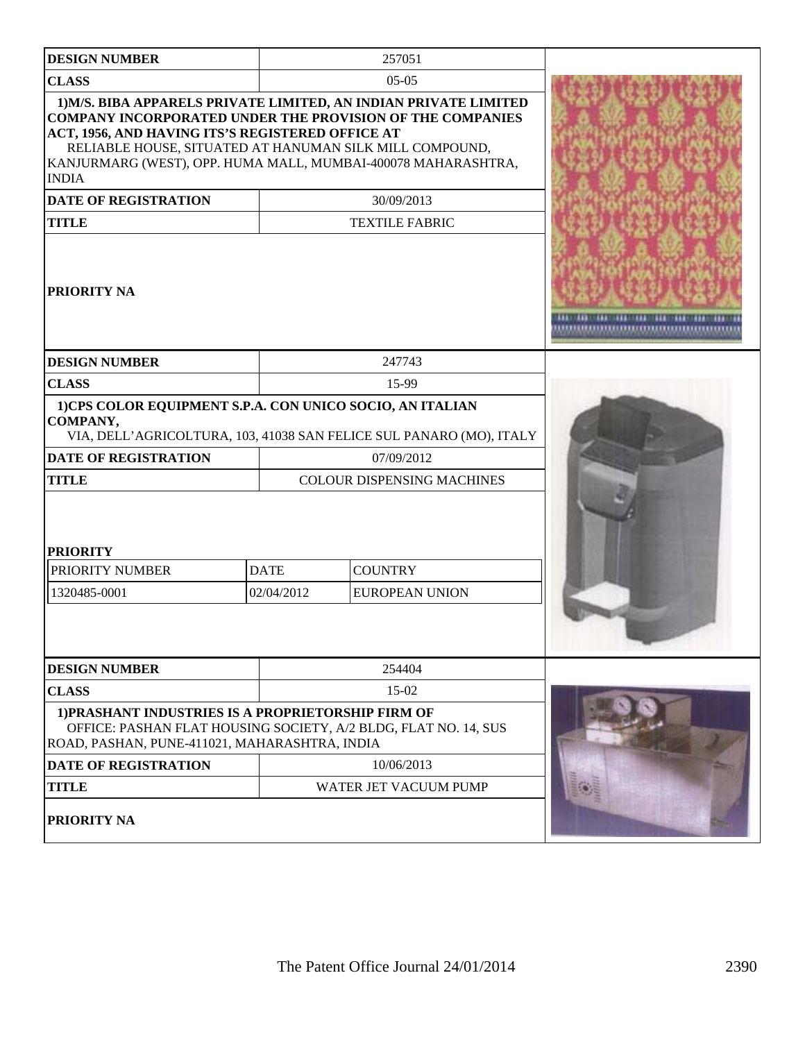| DESIGN NUMBER | 257051 |
|---|---|
| CLASS | 05-05 |
| 1)M/S. BIBA APPARELS PRIVATE LIMITED, AN INDIAN PRIVATE LIMITED COMPANY INCORPORATED UNDER THE PROVISION OF THE COMPANIES ACT, 1956, AND HAVING ITS'S REGISTERED OFFICE AT RELIABLE HOUSE, SITUATED AT HANUMAN SILK MILL COMPOUND, KANJURMARG (WEST), OPP. HUMA MALL, MUMBAI-400078 MAHARASHTRA, INDIA | |
| DATE OF REGISTRATION | 30/09/2013 |
| TITLE | TEXTILE FABRIC |
| PRIORITY NA | |

| DESIGN NUMBER | 247743 | |
|---|---|---|
| CLASS | 15-99 | |
| 1)CPS COLOR EQUIPMENT S.P.A. CON UNICO SOCIO, AN ITALIAN COMPANY, VIA, DELL'AGRICOLTURA, 103, 41038 SAN FELICE SUL PANARO (MO), ITALY | | |
| DATE OF REGISTRATION | 07/09/2012 | |
| TITLE | COLOUR DISPENSING MACHINES | |
| PRIORITY | | |
| PRIORITY NUMBER | DATE | COUNTRY |
| 1320485-0001 | 02/04/2012 | EUROPEAN UNION |

| DESIGN NUMBER | 254404 |
|---|---|
| CLASS | 15-02 |
| 1)PRASHANT INDUSTRIES IS A PROPRIETORSHIP FIRM OF OFFICE: PASHAN FLAT HOUSING SOCIETY, A/2 BLDG, FLAT NO. 14, SUS ROAD, PASHAN, PUNE-411021, MAHARASHTRA, INDIA | |
| DATE OF REGISTRATION | 10/06/2013 |
| TITLE | WATER JET VACUUM PUMP |
| PRIORITY NA | |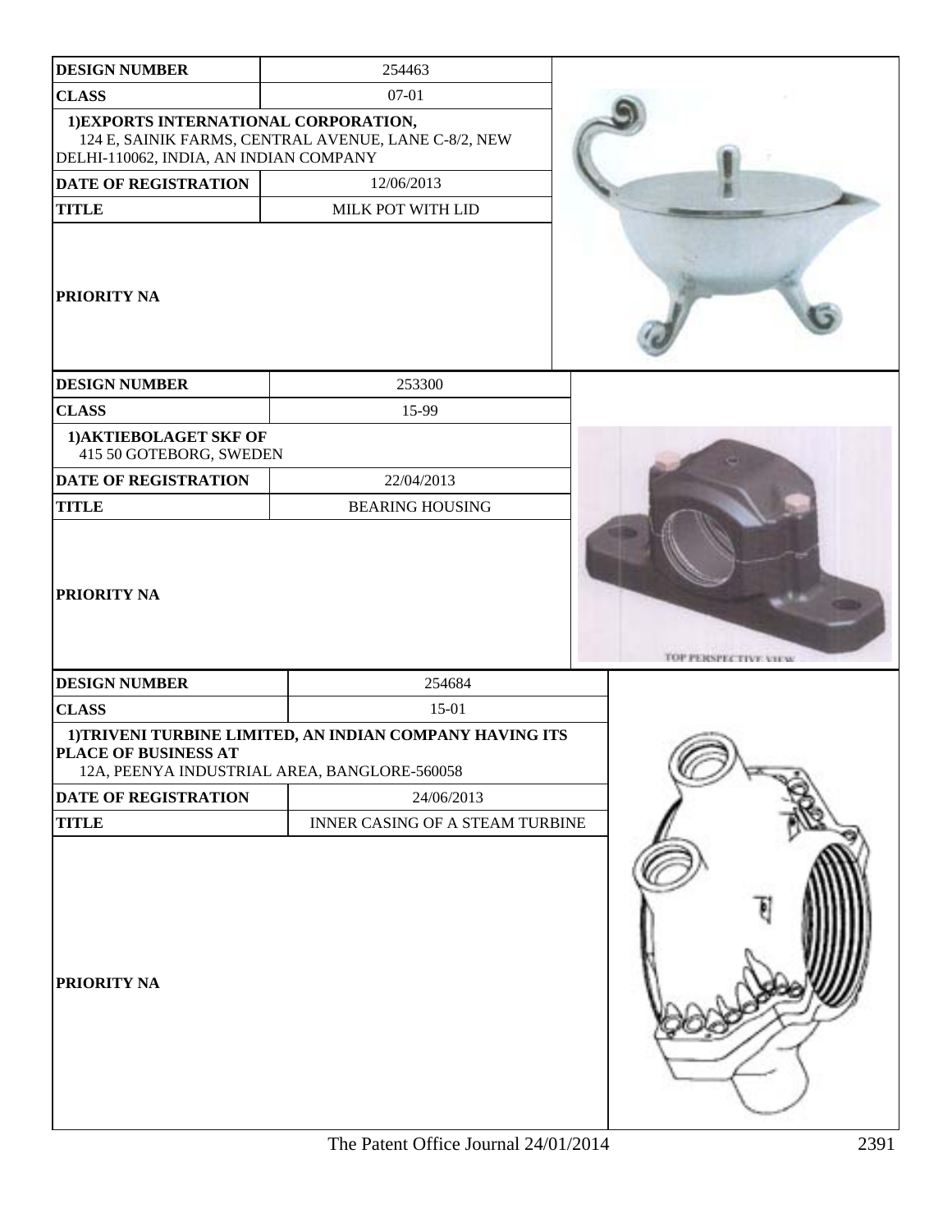| DESIGN NUMBER | 254463 |
|---|---|
| CLASS | 07-01 |
| 1)EXPORTS INTERNATIONAL CORPORATION, 124 E, SAINIK FARMS, CENTRAL AVENUE, LANE C-8/2, NEW DELHI-110062, INDIA, AN INDIAN COMPANY | |
| DATE OF REGISTRATION | 12/06/2013 |
| TITLE | MILK POT WITH LID |
| PRIORITY NA | |

| DESIGN NUMBER | 253300 |
|---|---|
| CLASS | 15-99 |
| 1)AKTIEBOLAGET SKF OF 415 50 GOTEBORG, SWEDEN | |
| DATE OF REGISTRATION | 22/04/2013 |
| TITLE | BEARING HOUSING |
| PRIORITY NA | |

TOP PERSPECTIVE VIEW

| DESIGN NUMBER | 254684 |
|---|---|
| CLASS | 15-01 |
| 1)TRIVENI TURBINE LIMITED, AN INDIAN COMPANY HAVING ITS PLACE OF BUSINESS AT 12A, PEENYA INDUSTRIAL AREA, BANGLORE-560058 | |
| DATE OF REGISTRATION | 24/06/2013 |
| TITLE | INNER CASING OF A STEAM TURBINE |
| PRIORITY NA | |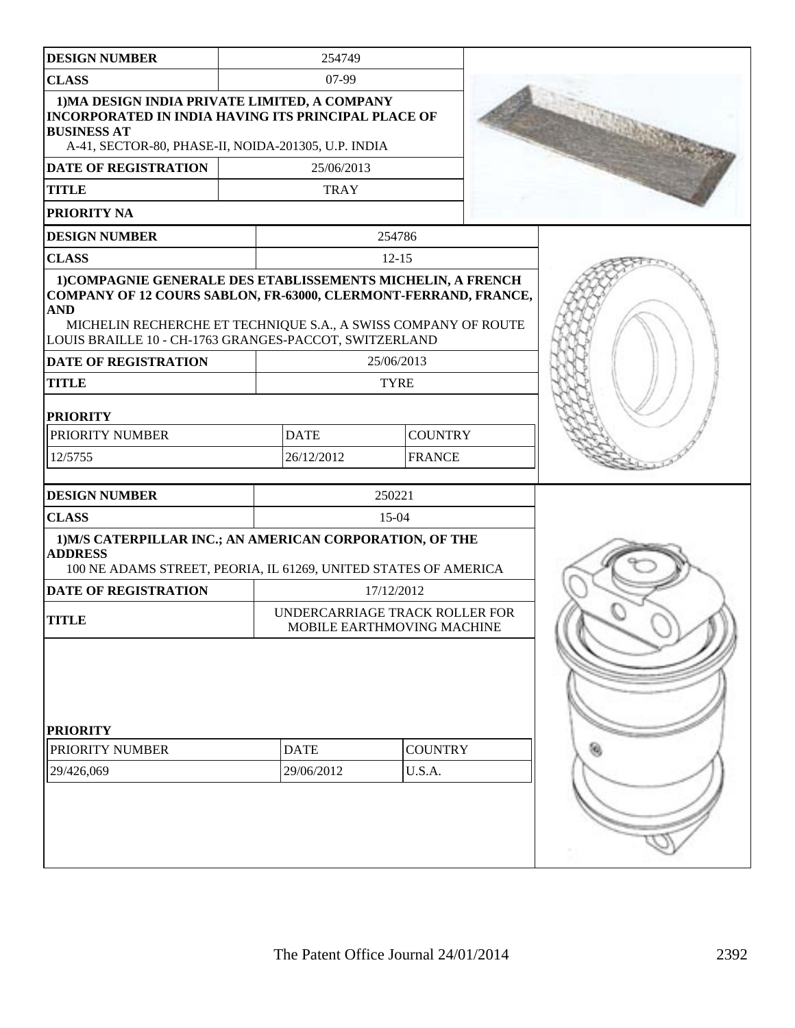| DESIGN NUMBER | 254749 |
|---|---|
| CLASS | 07-99 |
| 1)MA DESIGN INDIA PRIVATE LIMITED, A COMPANY INCORPORATED IN INDIA HAVING ITS PRINCIPAL PLACE OF BUSINESS AT A-41, SECTOR-80, PHASE-II, NOIDA-201305, U.P. INDIA | |
| DATE OF REGISTRATION | 25/06/2013 |
| TITLE | TRAY |
| PRIORITY NA | |

| DESIGN NUMBER | 254786 | |
|---|---|---|
| CLASS | 12-15 | |
| 1)COMPAGNIE GENERALE DES ETABLISSEMENTS MICHELIN, A FRENCH COMPANY OF 12 COURS SABLON, FR-63000, CLERMONT-FERRAND, FRANCE, AND MICHELIN RECHERCHE ET TECHNIQUE S.A., A SWISS COMPANY OF ROUTE LOUIS BRAILLE 10 - CH-1763 GRANGES-PACCOT, SWITZERLAND | | |
| DATE OF REGISTRATION | 25/06/2013 | |
| TITLE | TYRE | |
| PRIORITY | | |
| PRIORITY NUMBER | DATE | COUNTRY |
| 12/5755 | 26/12/2012 | FRANCE |

| DESIGN NUMBER | 250221 | |
|---|---|---|
| CLASS | 15-04 | |
| 1)M/S CATERPILLAR INC.; AN AMERICAN CORPORATION, OF THE ADDRESS 100 NE ADAMS STREET, PEORIA, IL 61269, UNITED STATES OF AMERICA | | |
| DATE OF REGISTRATION | 17/12/2012 | |
| TITLE | UNDERCARRIAGE TRACK ROLLER FOR MOBILE EARTHMOVING MACHINE | |
| PRIORITY | | |
| PRIORITY NUMBER | DATE | COUNTRY |
| 29/426,069 | 29/06/2012 | U.S.A. |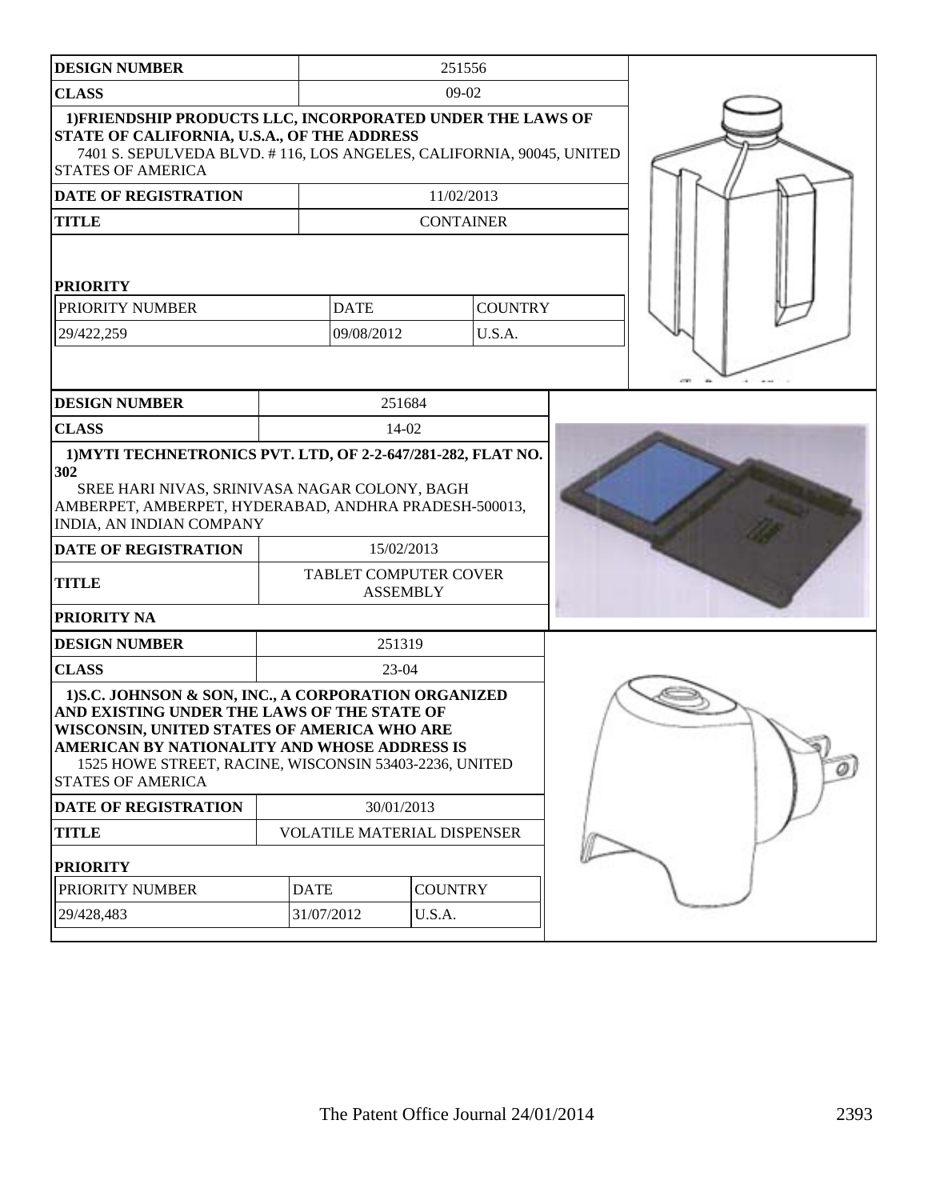| DESIGN NUMBER | 251556 | |
|---|---|---|
| CLASS | 09-02 | |
| 1)FRIENDSHIP PRODUCTS LLC, INCORPORATED UNDER THE LAWS OF STATE OF CALIFORNIA, U.S.A., OF THE ADDRESS 7401 S. SEPULVEDA BLVD. # 116, LOS ANGELES, CALIFORNIA, 90045, UNITED STATES OF AMERICA | | |
| DATE OF REGISTRATION | 11/02/2013 | |
| TITLE | CONTAINER | |
| **PRIORITY** | | |
| PRIORITY NUMBER | DATE | COUNTRY |
| 29/422,259 | 09/08/2012 | U.S.A. |

| DESIGN NUMBER | 251684 |
|---|---|
| CLASS | 14-02 |
| 1)MYTI TECHNETRONICS PVT. LTD, OF 2-2-647/281-282, FLAT NO. 302 SREE HARI NIVAS, SRINIVASA NAGAR COLONY, BAGH AMBERPET, AMBERPET, HYDERABAD, ANDHRA PRADESH-500013, INDIA, AN INDIAN COMPANY | |
| DATE OF REGISTRATION | 15/02/2013 |
| TITLE | TABLET COMPUTER COVER ASSEMBLY |
| PRIORITY NA | |

| DESIGN NUMBER | 251319 | |
|---|---|---|
| CLASS | 23-04 | |
| 1)S.C. JOHNSON & SON, INC., A CORPORATION ORGANIZED AND EXISTING UNDER THE LAWS OF THE STATE OF WISCONSIN, UNITED STATES OF AMERICA WHO ARE AMERICAN BY NATIONALITY AND WHOSE ADDRESS IS 1525 HOWE STREET, RACINE, WISCONSIN 53403-2236, UNITED STATES OF AMERICA | | |
| DATE OF REGISTRATION | 30/01/2013 | |
| TITLE | VOLATILE MATERIAL DISPENSER | |
| **PRIORITY** | | |
| PRIORITY NUMBER | DATE | COUNTRY |
| 29/428,483 | 31/07/2012 | U.S.A. |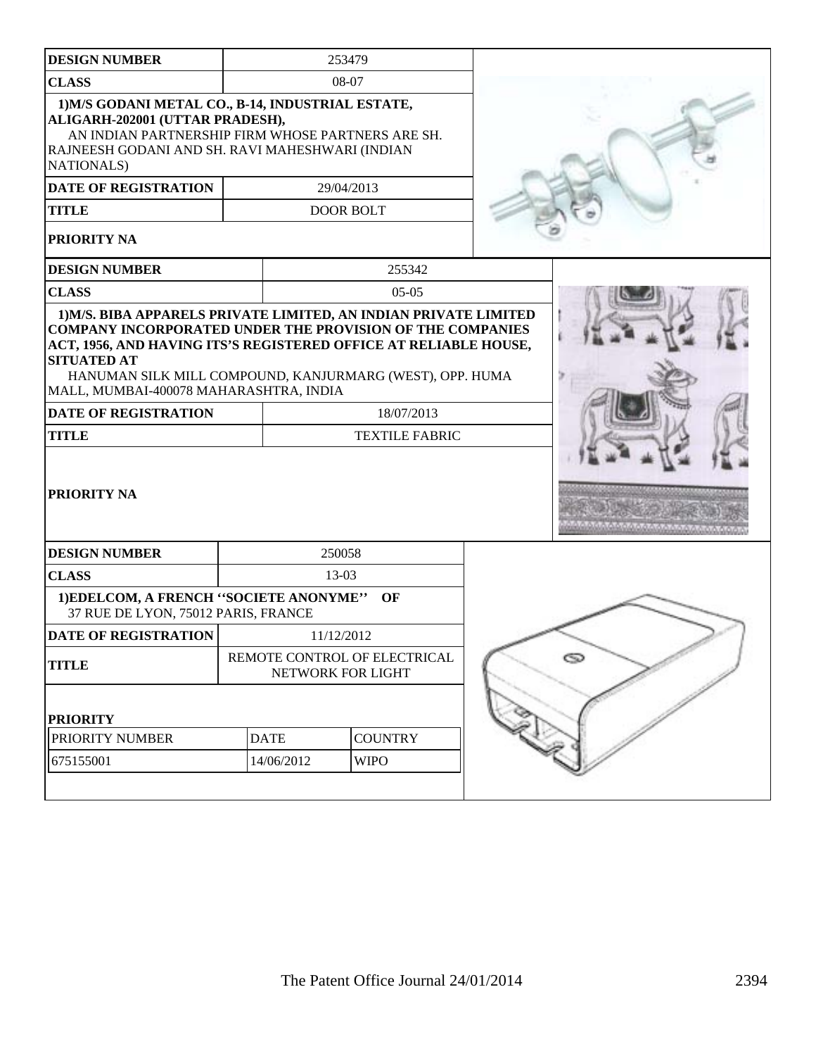| DESIGN NUMBER | 253479 |
|---|---|
| CLASS | 08-07 |
| 1)M/S GODANI METAL CO., B-14, INDUSTRIAL ESTATE, ALIGARH-202001 (UTTAR PRADESH), AN INDIAN PARTNERSHIP FIRM WHOSE PARTNERS ARE SH. RAJNEESH GODANI AND SH. RAVI MAHESHWARI (INDIAN NATIONALS) | |
| DATE OF REGISTRATION | 29/04/2013 |
| TITLE | DOOR BOLT |
| PRIORITY NA | |

| DESIGN NUMBER | 255342 |
|---|---|
| CLASS | 05-05 |
| 1)M/S. BIBA APPARELS PRIVATE LIMITED, AN INDIAN PRIVATE LIMITED COMPANY INCORPORATED UNDER THE PROVISION OF THE COMPANIES ACT, 1956, AND HAVING ITS'S REGISTERED OFFICE AT RELIABLE HOUSE, SITUATED AT HANUMAN SILK MILL COMPOUND, KANJURMARG (WEST), OPP. HUMA MALL, MUMBAI-400078 MAHARASHTRA, INDIA | |
| DATE OF REGISTRATION | 18/07/2013 |
| TITLE | TEXTILE FABRIC |
| PRIORITY NA | |

| DESIGN NUMBER | 250058 | |
|---|---|---|
| CLASS | 13-03 | |
| 1)EDELCOM, A FRENCH ''SOCIETE ANONYME'' OF 37 RUE DE LYON, 75012 PARIS, FRANCE | | |
| DATE OF REGISTRATION | 11/12/2012 | |
| TITLE | REMOTE CONTROL OF ELECTRICAL NETWORK FOR LIGHT | |
| PRIORITY | | |
| PRIORITY NUMBER | DATE | COUNTRY |
| 675155001 | 14/06/2012 | WIPO |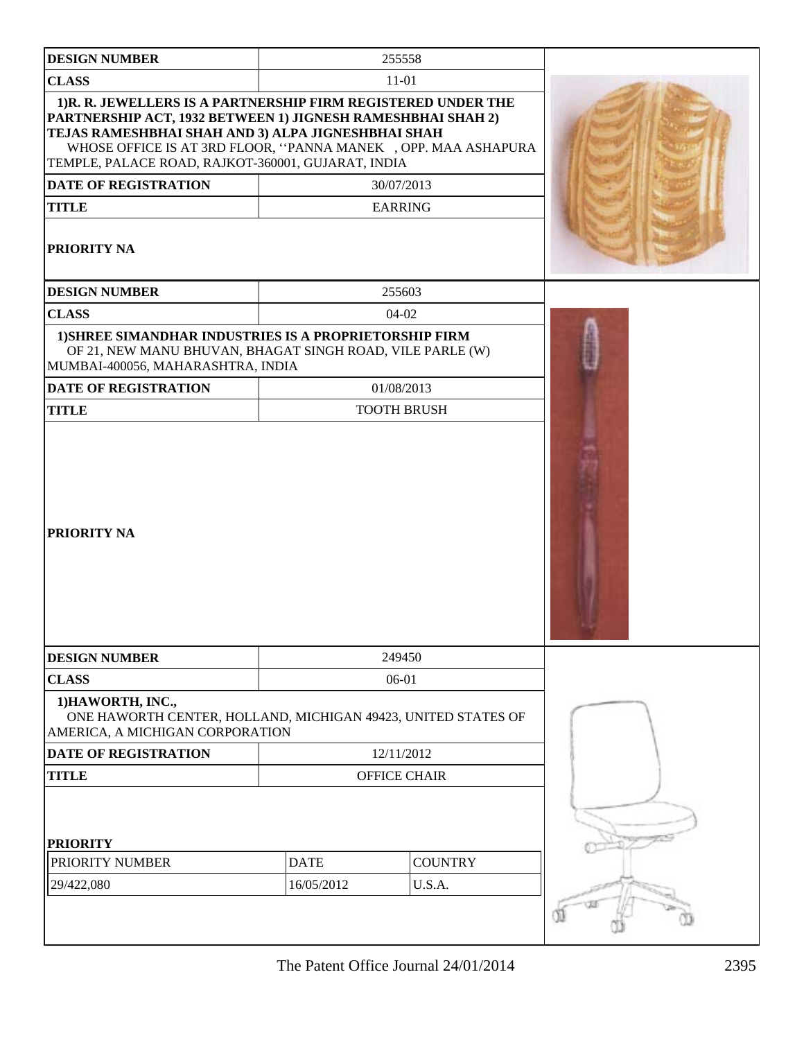| DESIGN NUMBER | 255558 |
|---|---|
| CLASS | 11-01 |
| 1)R. R. JEWELLERS IS A PARTNERSHIP FIRM REGISTERED UNDER THE PARTNERSHIP ACT, 1932 BETWEEN 1) JIGNESH RAMESHBHAI SHAH 2) TEJAS RAMESHBHAI SHAH AND 3) ALPA JIGNESHBHAI SHAH WHOSE OFFICE IS AT 3RD FLOOR, ''PANNA MANEK , OPP. MAA ASHAPURA TEMPLE, PALACE ROAD, RAJKOT-360001, GUJARAT, INDIA | |
| DATE OF REGISTRATION | 30/07/2013 |
| TITLE | EARRING |
| PRIORITY NA | |

| DESIGN NUMBER | 255603 |
|---|---|
| CLASS | 04-02 |
| 1)SHREE SIMANDHAR INDUSTRIES IS A PROPRIETORSHIP FIRM OF 21, NEW MANU BHUVAN, BHAGAT SINGH ROAD, VILE PARLE (W) MUMBAI-400056, MAHARASHTRA, INDIA | |
| DATE OF REGISTRATION | 01/08/2013 |
| TITLE | TOOTH BRUSH |
| PRIORITY NA | |

| DESIGN NUMBER | 249450 | |
|---|---|---|
| CLASS | 06-01 | |
| 1)HAWORTH, INC., ONE HAWORTH CENTER, HOLLAND, MICHIGAN 49423, UNITED STATES OF AMERICA, A MICHIGAN CORPORATION | | |
| DATE OF REGISTRATION | 12/11/2012 | |
| TITLE | OFFICE CHAIR | |
| PRIORITY | | |
| PRIORITY NUMBER | DATE | COUNTRY |
| 29/422,080 | 16/05/2012 | U.S.A. |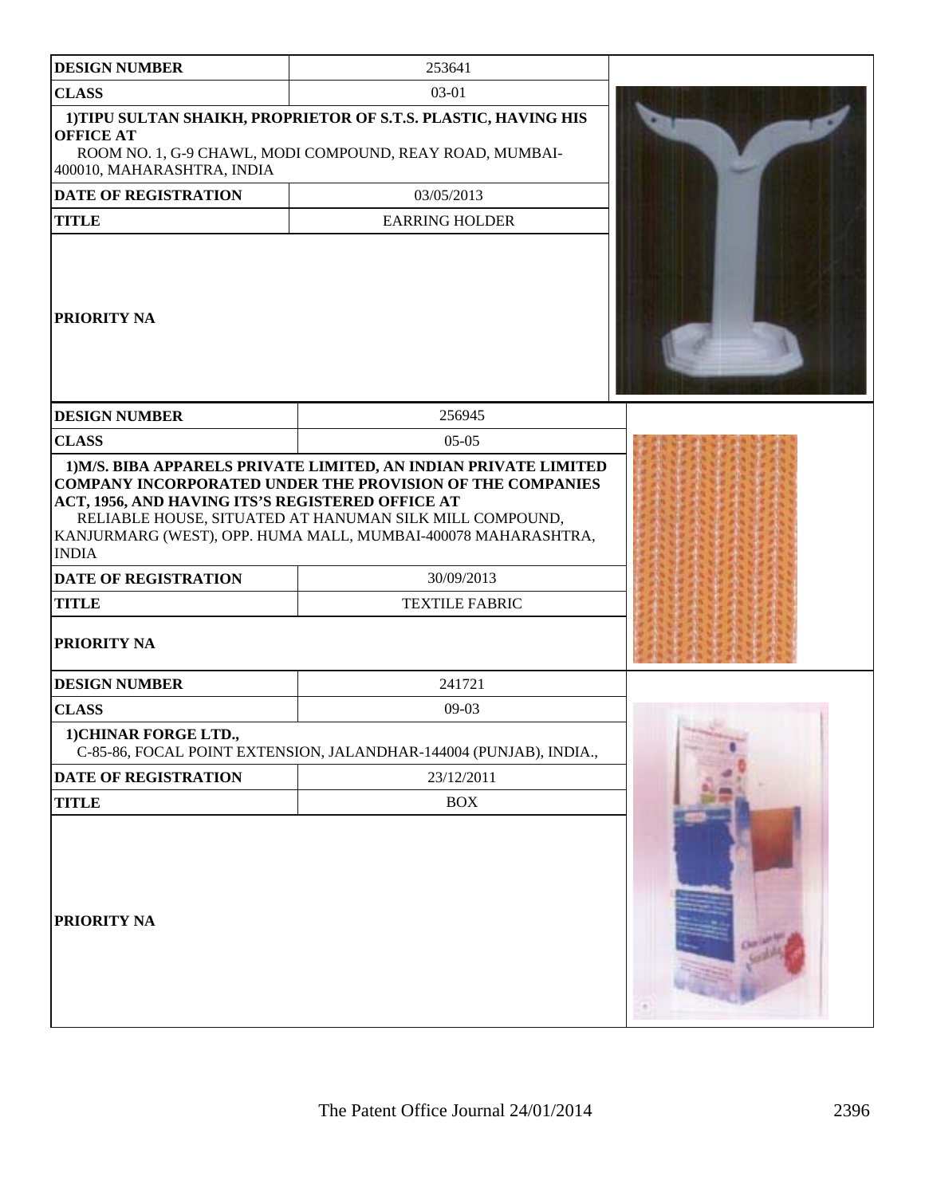| DESIGN NUMBER | 253641 |
| --- | --- |
| CLASS | 03-01 |
| 1)TIPU SULTAN SHAIKH, PROPRIETOR OF S.T.S. PLASTIC, HAVING HIS OFFICE AT ROOM NO. 1, G-9 CHAWL, MODI COMPOUND, REAY ROAD, MUMBAI-400010, MAHARASHTRA, INDIA | |
| DATE OF REGISTRATION | 03/05/2013 |
| TITLE | EARRING HOLDER |
| PRIORITY NA | |

| DESIGN NUMBER | 256945 |
| --- | --- |
| CLASS | 05-05 |
| 1)M/S. BIBA APPARELS PRIVATE LIMITED, AN INDIAN PRIVATE LIMITED COMPANY INCORPORATED UNDER THE PROVISION OF THE COMPANIES ACT, 1956, AND HAVING ITS'S REGISTERED OFFICE AT RELIABLE HOUSE, SITUATED AT HANUMAN SILK MILL COMPOUND, KANJURMARG (WEST), OPP. HUMA MALL, MUMBAI-400078 MAHARASHTRA, INDIA | |
| DATE OF REGISTRATION | 30/09/2013 |
| TITLE | TEXTILE FABRIC |
| PRIORITY NA | |

| DESIGN NUMBER | 241721 |
| --- | --- |
| CLASS | 09-03 |
| 1)CHINAR FORGE LTD., C-85-86, FOCAL POINT EXTENSION, JALANDHAR-144004 (PUNJAB), INDIA., | |
| DATE OF REGISTRATION | 23/12/2011 |
| TITLE | BOX |
| PRIORITY NA | |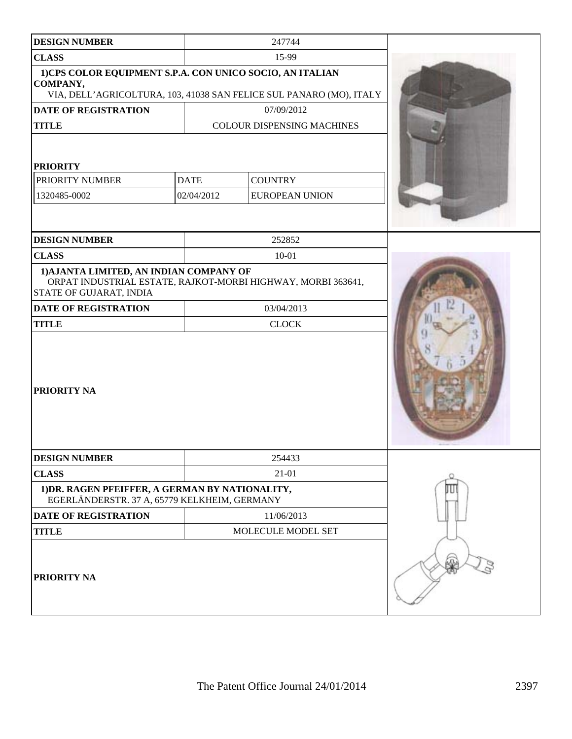| DESIGN NUMBER | 247744 | |
|---|---|---|
| CLASS | 15-99 | |
| **1)CPS COLOR EQUIPMENT S.P.A. CON UNICO SOCIO, AN ITALIAN COMPANY,** VIA, DELL'AGRICOLTURA, 103, 41038 SAN FELICE SUL PANARO (MO), ITALY | | |
| DATE OF REGISTRATION | 07/09/2012 | |
| TITLE | COLOUR DISPENSING MACHINES | |
| **PRIORITY** | | |
| PRIORITY NUMBER | DATE | COUNTRY |
| 1320485-0002 | 02/04/2012 | EUROPEAN UNION |

| DESIGN NUMBER | 252852 |
|---|---|
| CLASS | 10-01 |
| **1)AJANTA LIMITED, AN INDIAN COMPANY OF** ORPAT INDUSTRIAL ESTATE, RAJKOT-MORBI HIGHWAY, MORBI 363641, STATE OF GUJARAT, INDIA | |
| DATE OF REGISTRATION | 03/04/2013 |
| TITLE | CLOCK |
| **PRIORITY NA** | |

| DESIGN NUMBER | 254433 |
|---|---|
| CLASS | 21-01 |
| **1)DR. RAGEN PFEIFFER, A GERMAN BY NATIONALITY,** EGERLÄNDERSTR. 37 A, 65779 KELKHEIM, GERMANY | |
| DATE OF REGISTRATION | 11/06/2013 |
| TITLE | MOLECULE MODEL SET |
| **PRIORITY NA** | |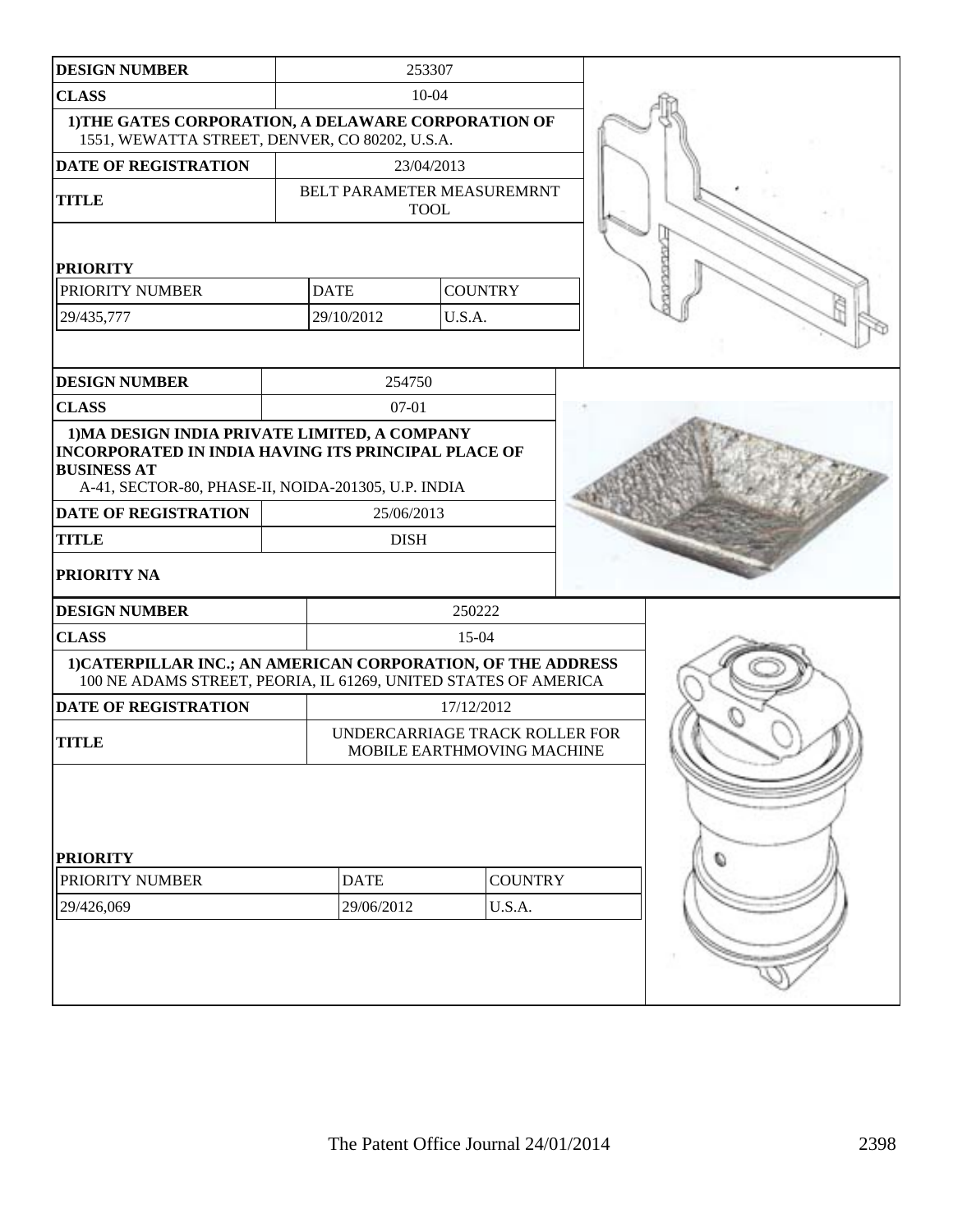| DESIGN NUMBER | 253307 | |
|---|---|---|
| CLASS | 10-04 | |
| 1)THE GATES CORPORATION, A DELAWARE CORPORATION OF 1551, WEWATTA STREET, DENVER, CO 80202, U.S.A. | | |
| DATE OF REGISTRATION | 23/04/2013 | |
| TITLE | BELT PARAMETER MEASUREMRNT TOOL | |
| PRIORITY | | |
| PRIORITY NUMBER | DATE | COUNTRY |
| 29/435,777 | 29/10/2012 | U.S.A. |

| DESIGN NUMBER | 254750 |
|---|---|
| CLASS | 07-01 |
| 1)MA DESIGN INDIA PRIVATE LIMITED, A COMPANY INCORPORATED IN INDIA HAVING ITS PRINCIPAL PLACE OF BUSINESS AT A-41, SECTOR-80, PHASE-II, NOIDA-201305, U.P. INDIA | |
| DATE OF REGISTRATION | 25/06/2013 |
| TITLE | DISH |
| PRIORITY NA | |

| DESIGN NUMBER | 250222 | |
|---|---|---|
| CLASS | 15-04 | |
| 1)CATERPILLAR INC.; AN AMERICAN CORPORATION, OF THE ADDRESS 100 NE ADAMS STREET, PEORIA, IL 61269, UNITED STATES OF AMERICA | | |
| DATE OF REGISTRATION | 17/12/2012 | |
| TITLE | UNDERCARRIAGE TRACK ROLLER FOR MOBILE EARTHMOVING MACHINE | |
| PRIORITY | | |
| PRIORITY NUMBER | DATE | COUNTRY |
| 29/426,069 | 29/06/2012 | U.S.A. |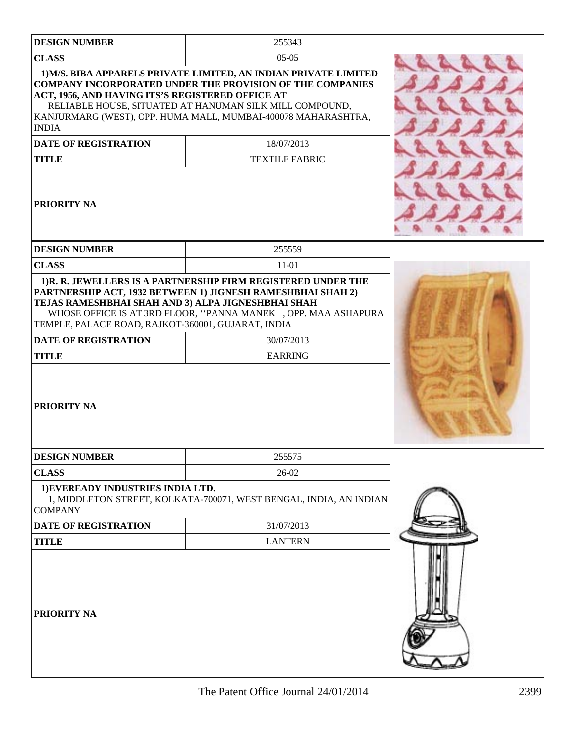| DESIGN NUMBER | 255343 |
|---|---|
| CLASS | 05-05 |
| 1)M/S. BIBA APPARELS PRIVATE LIMITED, AN INDIAN PRIVATE LIMITED COMPANY INCORPORATED UNDER THE PROVISION OF THE COMPANIES ACT, 1956, AND HAVING ITS'S REGISTERED OFFICE AT RELIABLE HOUSE, SITUATED AT HANUMAN SILK MILL COMPOUND, KANJURMARG (WEST), OPP. HUMA MALL, MUMBAI-400078 MAHARASHTRA, INDIA | |
| DATE OF REGISTRATION | 18/07/2013 |
| TITLE | TEXTILE FABRIC |
| PRIORITY NA | |

| DESIGN NUMBER | 255559 |
|---|---|
| CLASS | 11-01 |
| 1)R. R. JEWELLERS IS A PARTNERSHIP FIRM REGISTERED UNDER THE PARTNERSHIP ACT, 1932 BETWEEN 1) JIGNESH RAMESHBHAI SHAH 2) TEJAS RAMESHBHAI SHAH AND 3) ALPA JIGNESHBHAI SHAH WHOSE OFFICE IS AT 3RD FLOOR, ''PANNA MANEK , OPP. MAA ASHAPURA TEMPLE, PALACE ROAD, RAJKOT-360001, GUJARAT, INDIA | |
| DATE OF REGISTRATION | 30/07/2013 |
| TITLE | EARRING |
| PRIORITY NA | |

| DESIGN NUMBER | 255575 |
|---|---|
| CLASS | 26-02 |
| 1)EVEREADY INDUSTRIES INDIA LTD. 1, MIDDLETON STREET, KOLKATA-700071, WEST BENGAL, INDIA, AN INDIAN COMPANY | |
| DATE OF REGISTRATION | 31/07/2013 |
| TITLE | LANTERN |
| PRIORITY NA | |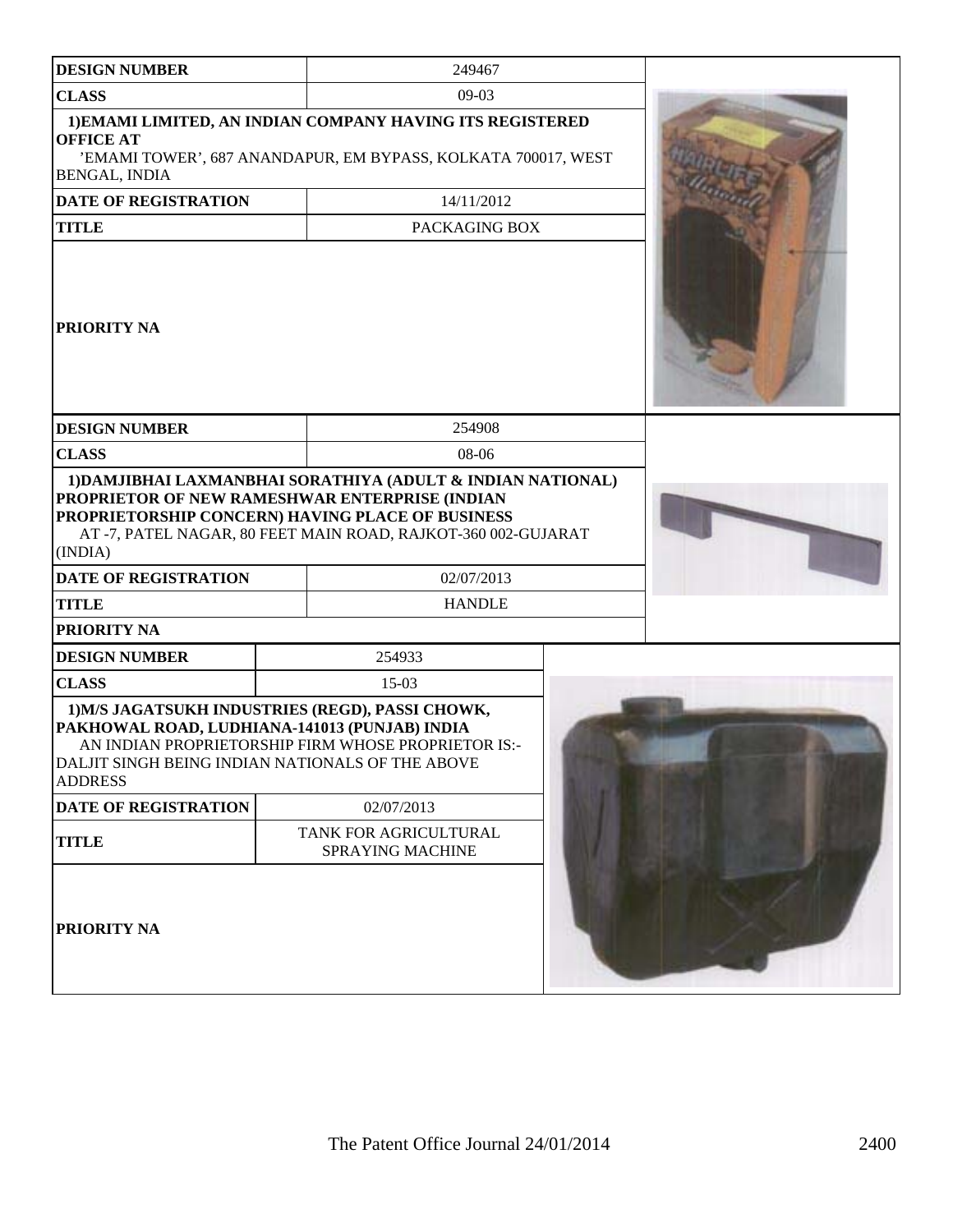| DESIGN NUMBER | 249467 |
|---|---|
| CLASS | 09-03 |
| 1)EMAMI LIMITED, AN INDIAN COMPANY HAVING ITS REGISTERED OFFICE AT 'EMAMI TOWER', 687 ANANDAPUR, EM BYPASS, KOLKATA 700017, WEST BENGAL, INDIA | |
| DATE OF REGISTRATION | 14/11/2012 |
| TITLE | PACKAGING BOX |
| PRIORITY NA | |

| DESIGN NUMBER | 254908 |
|---|---|
| CLASS | 08-06 |
| 1)DAMJIBHAI LAXMANBHAI SORATHIYA (ADULT & INDIAN NATIONAL) PROPRIETOR OF NEW RAMESHWAR ENTERPRISE (INDIAN PROPRIETORSHIP CONCERN) HAVING PLACE OF BUSINESS AT -7, PATEL NAGAR, 80 FEET MAIN ROAD, RAJKOT-360 002-GUJARAT (INDIA) | |
| DATE OF REGISTRATION | 02/07/2013 |
| TITLE | HANDLE |
| PRIORITY NA | |

| DESIGN NUMBER | 254933 |
|---|---|
| CLASS | 15-03 |
| 1)M/S JAGATSUKH INDUSTRIES (REGD), PASSI CHOWK, PAKHOWAL ROAD, LUDHIANA-141013 (PUNJAB) INDIA AN INDIAN PROPRIETORSHIP FIRM WHOSE PROPRIETOR IS:- DALJIT SINGH BEING INDIAN NATIONALS OF THE ABOVE ADDRESS | |
| DATE OF REGISTRATION | 02/07/2013 |
| TITLE | TANK FOR AGRICULTURAL SPRAYING MACHINE |
| PRIORITY NA | |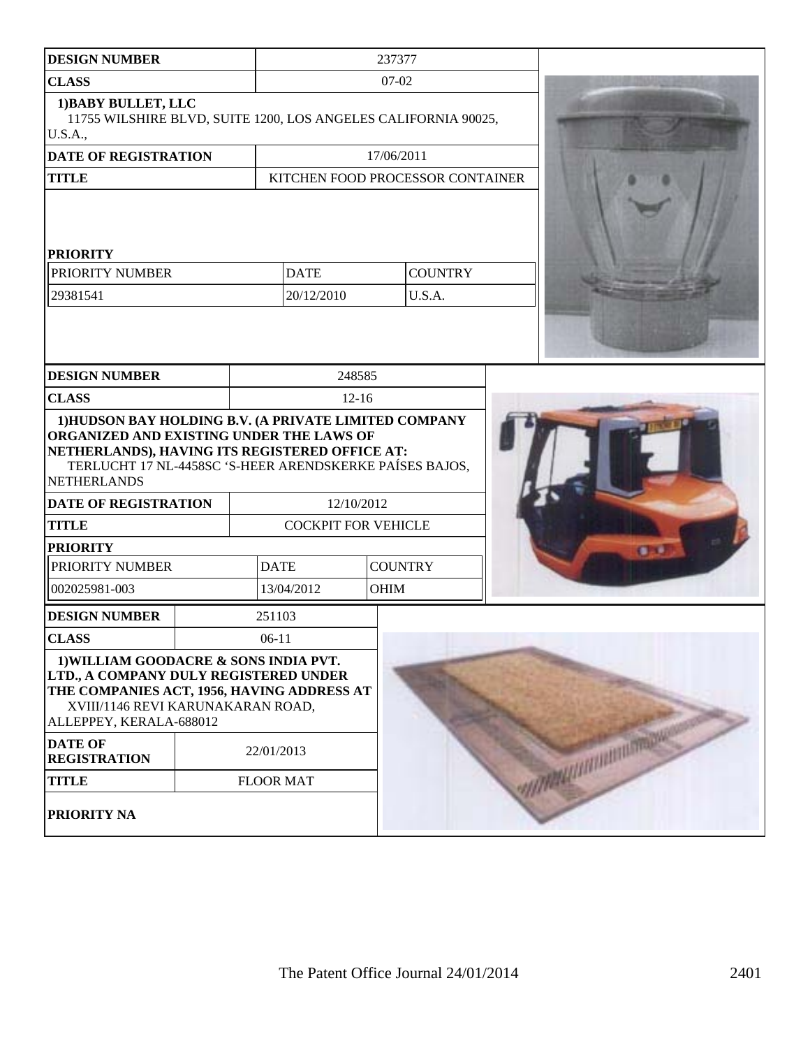| DESIGN NUMBER | 237377 | | |
| --- | --- | --- | --- |
| CLASS | 07-02 | | |
| 1)BABY BULLET, LLC<br>11755 WILSHIRE BLVD, SUITE 1200, LOS ANGELES CALIFORNIA 90025, U.S.A., | | | |
| DATE OF REGISTRATION | 17/06/2011 | | |
| TITLE | KITCHEN FOOD PROCESSOR CONTAINER | | |
| PRIORITY | | | |
| PRIORITY NUMBER | DATE | COUNTRY | |
| 29381541 | 20/12/2010 | U.S.A. | |

| DESIGN NUMBER | 248585 | | |
| --- | --- | --- | --- |
| CLASS | 12-16 | | |
| 1)HUDSON BAY HOLDING B.V. (A PRIVATE LIMITED COMPANY ORGANIZED AND EXISTING UNDER THE LAWS OF NETHERLANDS), HAVING ITS REGISTERED OFFICE AT:<br>TERLUCHT 17 NL-4458SC 'S-HEER ARENDSKERKE PAÍSES BAJOS, NETHERLANDS | | | |
| DATE OF REGISTRATION | 12/10/2012 | | |
| TITLE | COCKPIT FOR VEHICLE | | |
| PRIORITY | | | |
| PRIORITY NUMBER | DATE | COUNTRY | |
| 002025981-003 | 13/04/2012 | OHIM | |

| DESIGN NUMBER | 251103 |
| --- | --- |
| CLASS | 06-11 |
| 1)WILLIAM GOODACRE & SONS INDIA PVT. LTD., A COMPANY DULY REGISTERED UNDER THE COMPANIES ACT, 1956, HAVING ADDRESS AT<br>XVIII/1146 REVI KARUNAKARAN ROAD, ALLEPPEY, KERALA-688012 | |
| DATE OF REGISTRATION | 22/01/2013 |
| TITLE | FLOOR MAT |
| PRIORITY NA | |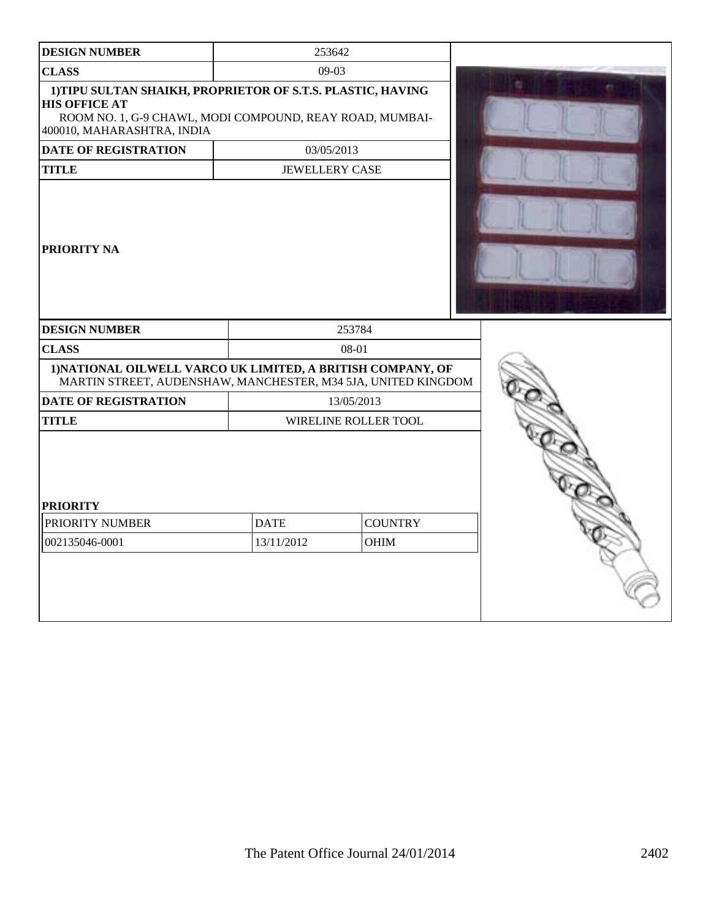| DESIGN NUMBER | 253642 |
| --- | --- |
| CLASS | 09-03 |
| 1)TIPU SULTAN SHAIKH, PROPRIETOR OF S.T.S. PLASTIC, HAVING HIS OFFICE AT ROOM NO. 1, G-9 CHAWL, MODI COMPOUND, REAY ROAD, MUMBAI-400010, MAHARASHTRA, INDIA | |
| DATE OF REGISTRATION | 03/05/2013 |
| TITLE | JEWELLERY CASE |
| PRIORITY NA | |

| DESIGN NUMBER | 253784 |
| --- | --- |
| CLASS | 08-01 |
| 1)NATIONAL OILWELL VARCO UK LIMITED, A BRITISH COMPANY, OF MARTIN STREET, AUDENSHAW, MANCHESTER, M34 5JA, UNITED KINGDOM | |
| DATE OF REGISTRATION | 13/05/2013 |
| TITLE | WIRELINE ROLLER TOOL |

**PRIORITY**

| PRIORITY NUMBER | DATE | COUNTRY |
| --- | --- | --- |
| 002135046-0001 | 13/11/2012 | OHIM |